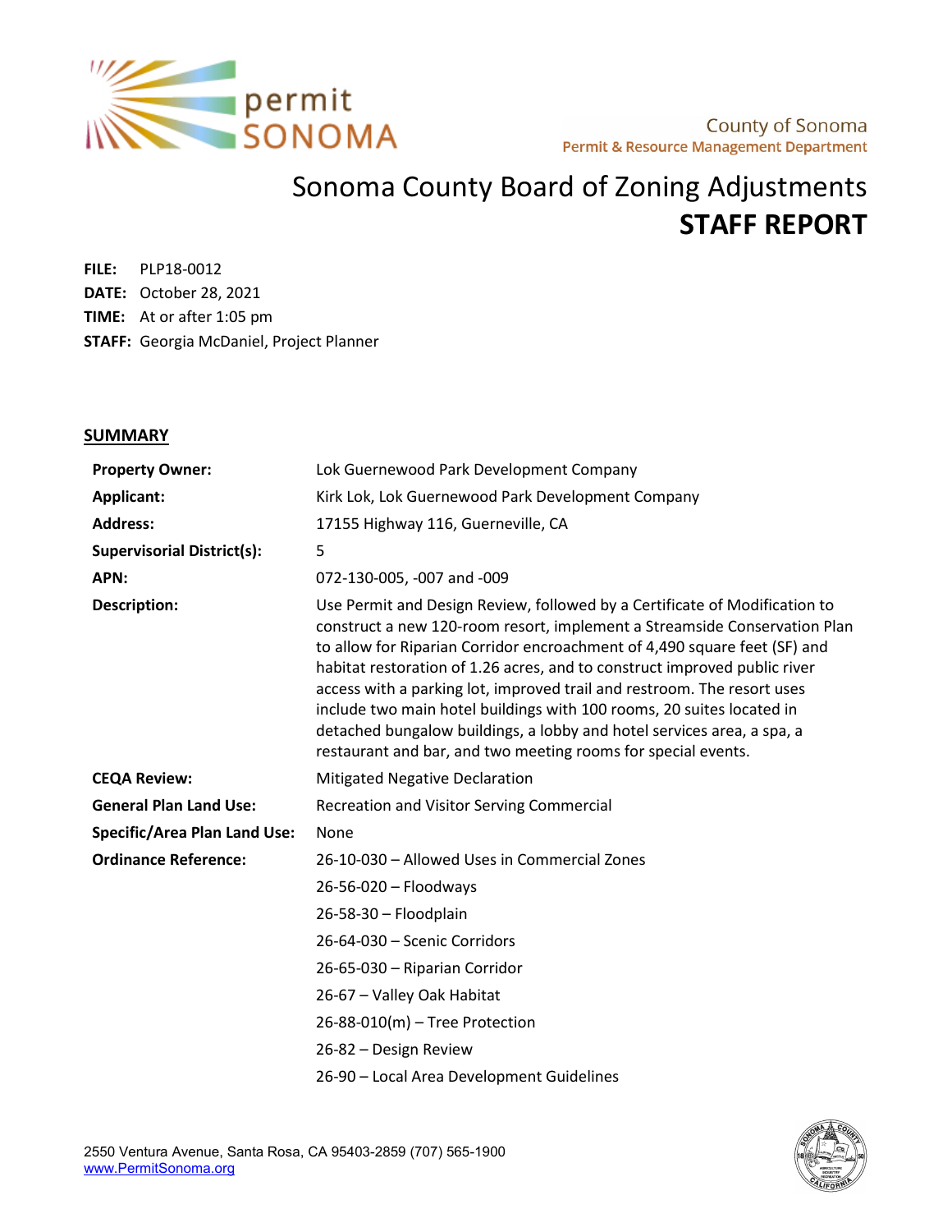permit SONOMA

County of Sonoma
Permit & Resource Management Department

# Sonoma County Board of Zoning Adjustments
# STAFF REPORT

**FILE:** PLP18-0012
**DATE:** October 28, 2021
**TIME:** At or after 1:05 pm
**STAFF:** Georgia McDaniel, Project Planner

## SUMMARY

| | |
|---|---|
| **Property Owner:** | Lok Guernewood Park Development Company |
| **Applicant:** | Kirk Lok, Lok Guernewood Park Development Company |
| **Address:** | 17155 Highway 116, Guerneville, CA |
| **Supervisorial District(s):** | 5 |
| **APN:** | 072-130-005, -007 and -009 |
| **Description:** | Use Permit and Design Review, followed by a Certificate of Modification to construct a new 120-room resort, implement a Streamside Conservation Plan to allow for Riparian Corridor encroachment of 4,490 square feet (SF) and habitat restoration of 1.26 acres, and to construct improved public river access with a parking lot, improved trail and restroom. The resort uses include two main hotel buildings with 100 rooms, 20 suites located in detached bungalow buildings, a lobby and hotel services area, a spa, a restaurant and bar, and two meeting rooms for special events. |
| **CEQA Review:** | Mitigated Negative Declaration |
| **General Plan Land Use:** | Recreation and Visitor Serving Commercial |
| **Specific/Area Plan Land Use:** | None |
| **Ordinance Reference:** | 26-10-030 – Allowed Uses in Commercial Zones |
| | 26-56-020 – Floodways |
| | 26-58-30 – Floodplain |
| | 26-64-030 – Scenic Corridors |
| | 26-65-030 – Riparian Corridor |
| | 26-67 – Valley Oak Habitat |
| | 26-88-010(m) – Tree Protection |
| | 26-82 – Design Review |
| | 26-90 – Local Area Development Guidelines |

2550 Ventura Avenue, Santa Rosa, CA 95403-2859 (707) 565-1900
www.PermitSonoma.org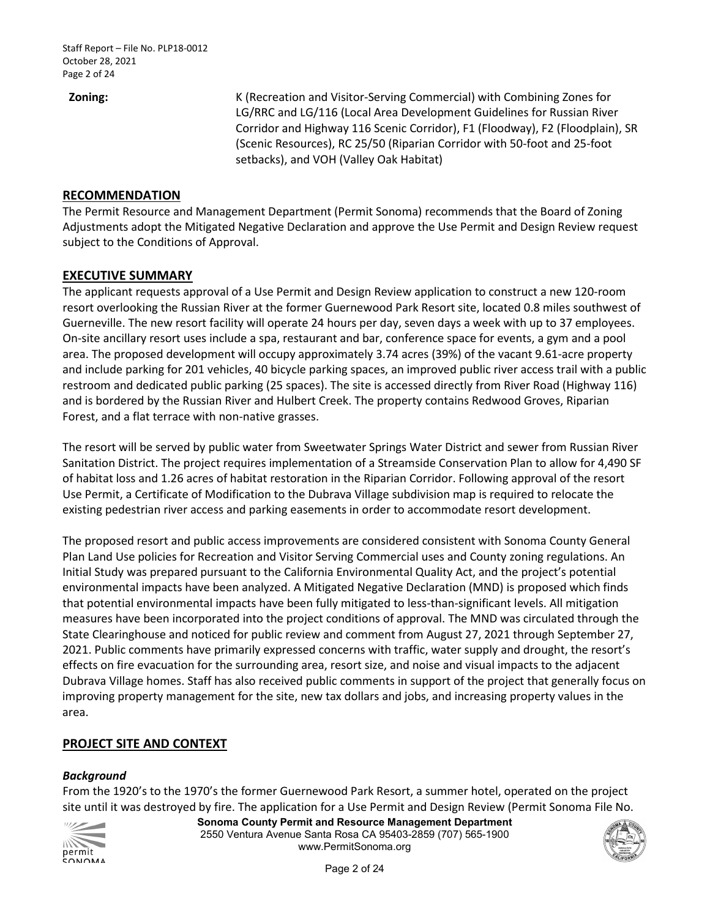**Zoning:** K (Recreation and Visitor-Serving Commercial) with Combining Zones for LG/RRC and LG/116 (Local Area Development Guidelines for Russian River Corridor and Highway 116 Scenic Corridor), F1 (Floodway), F2 (Floodplain), SR (Scenic Resources), RC 25/50 (Riparian Corridor with 50-foot and 25-foot setbacks), and VOH (Valley Oak Habitat)

## RECOMMENDATION

The Permit Resource and Management Department (Permit Sonoma) recommends that the Board of Zoning Adjustments adopt the Mitigated Negative Declaration and approve the Use Permit and Design Review request subject to the Conditions of Approval.

## EXECUTIVE SUMMARY

The applicant requests approval of a Use Permit and Design Review application to construct a new 120-room resort overlooking the Russian River at the former Guernewood Park Resort site, located 0.8 miles southwest of Guerneville. The new resort facility will operate 24 hours per day, seven days a week with up to 37 employees. On-site ancillary resort uses include a spa, restaurant and bar, conference space for events, a gym and a pool area. The proposed development will occupy approximately 3.74 acres (39%) of the vacant 9.61-acre property and include parking for 201 vehicles, 40 bicycle parking spaces, an improved public river access trail with a public restroom and dedicated public parking (25 spaces). The site is accessed directly from River Road (Highway 116) and is bordered by the Russian River and Hulbert Creek. The property contains Redwood Groves, Riparian Forest, and a flat terrace with non-native grasses.

The resort will be served by public water from Sweetwater Springs Water District and sewer from Russian River Sanitation District. The project requires implementation of a Streamside Conservation Plan to allow for 4,490 SF of habitat loss and 1.26 acres of habitat restoration in the Riparian Corridor. Following approval of the resort Use Permit, a Certificate of Modification to the Dubrava Village subdivision map is required to relocate the existing pedestrian river access and parking easements in order to accommodate resort development.

The proposed resort and public access improvements are considered consistent with Sonoma County General Plan Land Use policies for Recreation and Visitor Serving Commercial uses and County zoning regulations. An Initial Study was prepared pursuant to the California Environmental Quality Act, and the project's potential environmental impacts have been analyzed. A Mitigated Negative Declaration (MND) is proposed which finds that potential environmental impacts have been fully mitigated to less-than-significant levels. All mitigation measures have been incorporated into the project conditions of approval. The MND was circulated through the State Clearinghouse and noticed for public review and comment from August 27, 2021 through September 27, 2021. Public comments have primarily expressed concerns with traffic, water supply and drought, the resort's effects on fire evacuation for the surrounding area, resort size, and noise and visual impacts to the adjacent Dubrava Village homes. Staff has also received public comments in support of the project that generally focus on improving property management for the site, new tax dollars and jobs, and increasing property values in the area.

## PROJECT SITE AND CONTEXT

### *Background*

From the 1920's to the 1970's the former Guernewood Park Resort, a summer hotel, operated on the project site until it was destroyed by fire. The application for a Use Permit and Design Review (Permit Sonoma File No.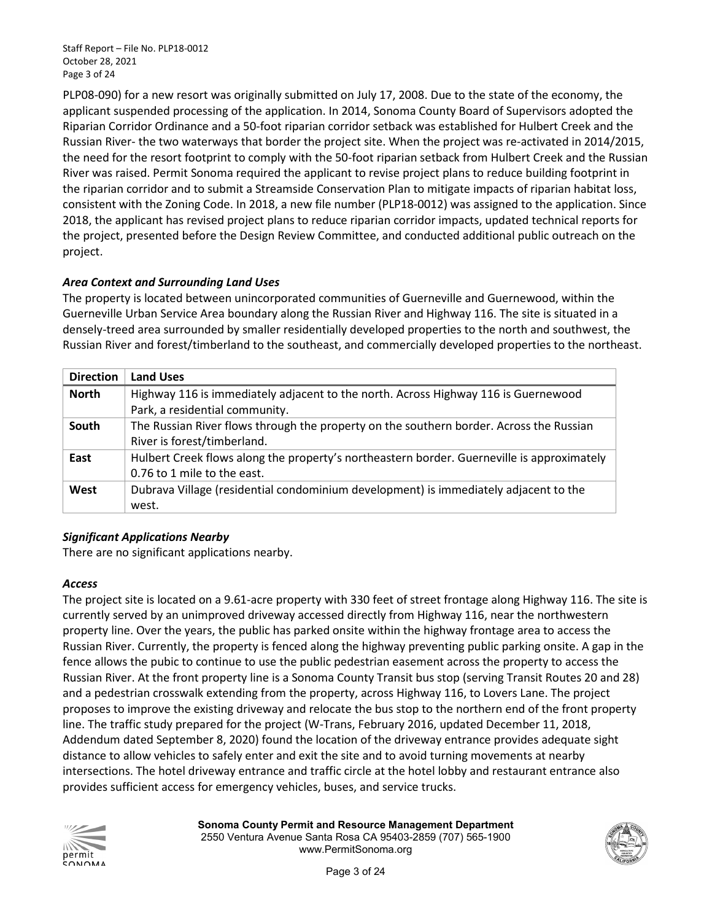PLP08-090) for a new resort was originally submitted on July 17, 2008. Due to the state of the economy, the applicant suspended processing of the application. In 2014, Sonoma County Board of Supervisors adopted the Riparian Corridor Ordinance and a 50-foot riparian corridor setback was established for Hulbert Creek and the Russian River- the two waterways that border the project site. When the project was re-activated in 2014/2015, the need for the resort footprint to comply with the 50-foot riparian setback from Hulbert Creek and the Russian River was raised. Permit Sonoma required the applicant to revise project plans to reduce building footprint in the riparian corridor and to submit a Streamside Conservation Plan to mitigate impacts of riparian habitat loss, consistent with the Zoning Code. In 2018, a new file number (PLP18-0012) was assigned to the application. Since 2018, the applicant has revised project plans to reduce riparian corridor impacts, updated technical reports for the project, presented before the Design Review Committee, and conducted additional public outreach on the project.

### *Area Context and Surrounding Land Uses*

The property is located between unincorporated communities of Guerneville and Guernewood, within the Guerneville Urban Service Area boundary along the Russian River and Highway 116. The site is situated in a densely-treed area surrounded by smaller residentially developed properties to the north and southwest, the Russian River and forest/timberland to the southeast, and commercially developed properties to the northeast.

| Direction | Land Uses |
|---|---|
| **North** | Highway 116 is immediately adjacent to the north. Across Highway 116 is Guernewood Park, a residential community. |
| **South** | The Russian River flows through the property on the southern border. Across the Russian River is forest/timberland. |
| **East** | Hulbert Creek flows along the property's northeastern border. Guerneville is approximately 0.76 to 1 mile to the east. |
| **West** | Dubrava Village (residential condominium development) is immediately adjacent to the west. |

### *Significant Applications Nearby*

There are no significant applications nearby.

### *Access*

The project site is located on a 9.61-acre property with 330 feet of street frontage along Highway 116. The site is currently served by an unimproved driveway accessed directly from Highway 116, near the northwestern property line. Over the years, the public has parked onsite within the highway frontage area to access the Russian River. Currently, the property is fenced along the highway preventing public parking onsite. A gap in the fence allows the pubic to continue to use the public pedestrian easement across the property to access the Russian River. At the front property line is a Sonoma County Transit bus stop (serving Transit Routes 20 and 28) and a pedestrian crosswalk extending from the property, across Highway 116, to Lovers Lane. The project proposes to improve the existing driveway and relocate the bus stop to the northern end of the front property line. The traffic study prepared for the project (W-Trans, February 2016, updated December 11, 2018, Addendum dated September 8, 2020) found the location of the driveway entrance provides adequate sight distance to allow vehicles to safely enter and exit the site and to avoid turning movements at nearby intersections. The hotel driveway entrance and traffic circle at the hotel lobby and restaurant entrance also provides sufficient access for emergency vehicles, buses, and service trucks.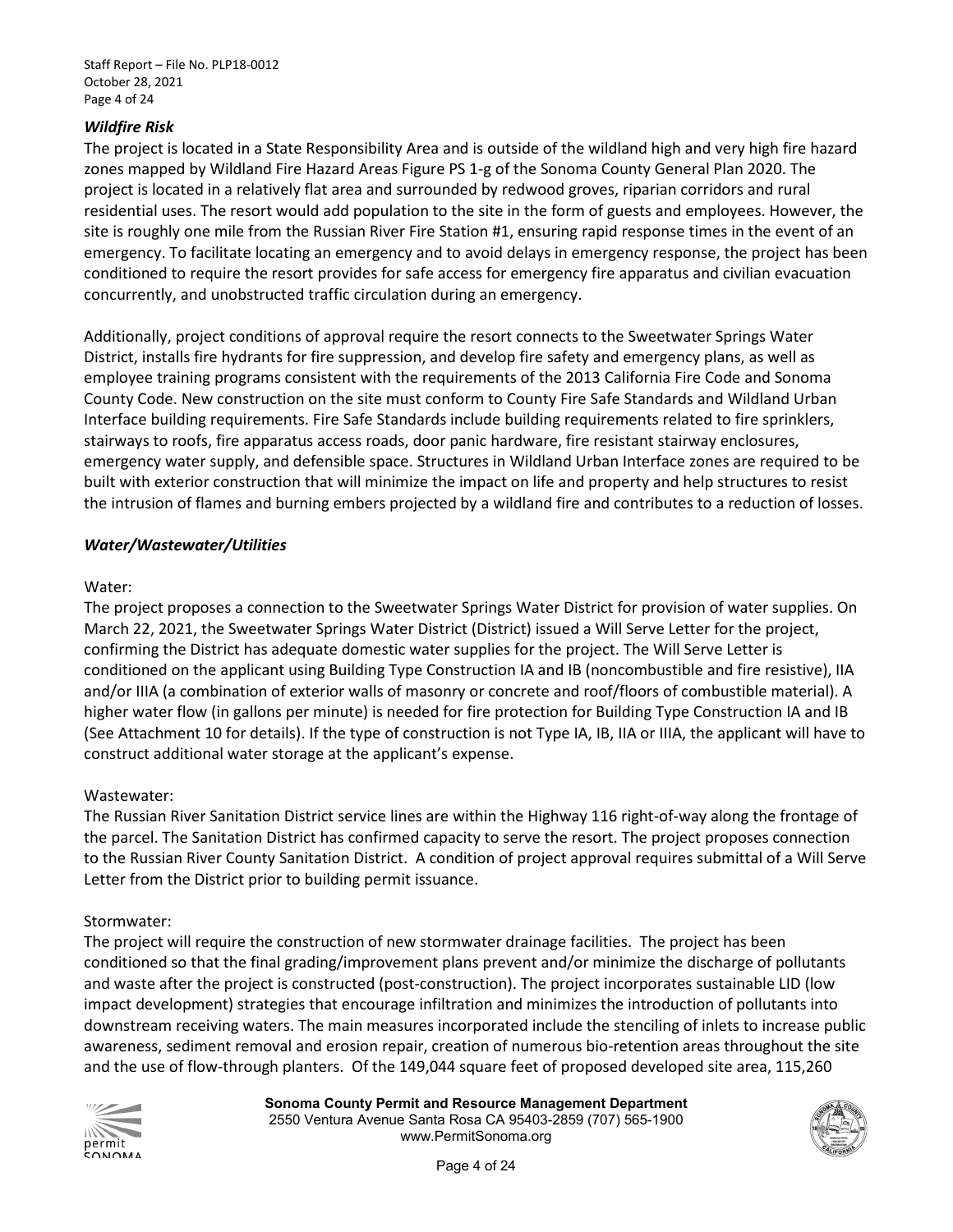### *Wildfire Risk*

The project is located in a State Responsibility Area and is outside of the wildland high and very high fire hazard zones mapped by Wildland Fire Hazard Areas Figure PS 1-g of the Sonoma County General Plan 2020. The project is located in a relatively flat area and surrounded by redwood groves, riparian corridors and rural residential uses. The resort would add population to the site in the form of guests and employees. However, the site is roughly one mile from the Russian River Fire Station #1, ensuring rapid response times in the event of an emergency. To facilitate locating an emergency and to avoid delays in emergency response, the project has been conditioned to require the resort provides for safe access for emergency fire apparatus and civilian evacuation concurrently, and unobstructed traffic circulation during an emergency.

Additionally, project conditions of approval require the resort connects to the Sweetwater Springs Water District, installs fire hydrants for fire suppression, and develop fire safety and emergency plans, as well as employee training programs consistent with the requirements of the 2013 California Fire Code and Sonoma County Code. New construction on the site must conform to County Fire Safe Standards and Wildland Urban Interface building requirements. Fire Safe Standards include building requirements related to fire sprinklers, stairways to roofs, fire apparatus access roads, door panic hardware, fire resistant stairway enclosures, emergency water supply, and defensible space. Structures in Wildland Urban Interface zones are required to be built with exterior construction that will minimize the impact on life and property and help structures to resist the intrusion of flames and burning embers projected by a wildland fire and contributes to a reduction of losses.

### *Water/Wastewater/Utilities*

Water:

The project proposes a connection to the Sweetwater Springs Water District for provision of water supplies. On March 22, 2021, the Sweetwater Springs Water District (District) issued a Will Serve Letter for the project, confirming the District has adequate domestic water supplies for the project. The Will Serve Letter is conditioned on the applicant using Building Type Construction IA and IB (noncombustible and fire resistive), IIA and/or IIIA (a combination of exterior walls of masonry or concrete and roof/floors of combustible material). A higher water flow (in gallons per minute) is needed for fire protection for Building Type Construction IA and IB (See Attachment 10 for details). If the type of construction is not Type IA, IB, IIA or IIIA, the applicant will have to construct additional water storage at the applicant's expense.

Wastewater:

The Russian River Sanitation District service lines are within the Highway 116 right-of-way along the frontage of the parcel. The Sanitation District has confirmed capacity to serve the resort. The project proposes connection to the Russian River County Sanitation District. A condition of project approval requires submittal of a Will Serve Letter from the District prior to building permit issuance.

Stormwater:

The project will require the construction of new stormwater drainage facilities. The project has been conditioned so that the final grading/improvement plans prevent and/or minimize the discharge of pollutants and waste after the project is constructed (post-construction). The project incorporates sustainable LID (low impact development) strategies that encourage infiltration and minimizes the introduction of pollutants into downstream receiving waters. The main measures incorporated include the stenciling of inlets to increase public awareness, sediment removal and erosion repair, creation of numerous bio-retention areas throughout the site and the use of flow-through planters. Of the 149,044 square feet of proposed developed site area, 115,260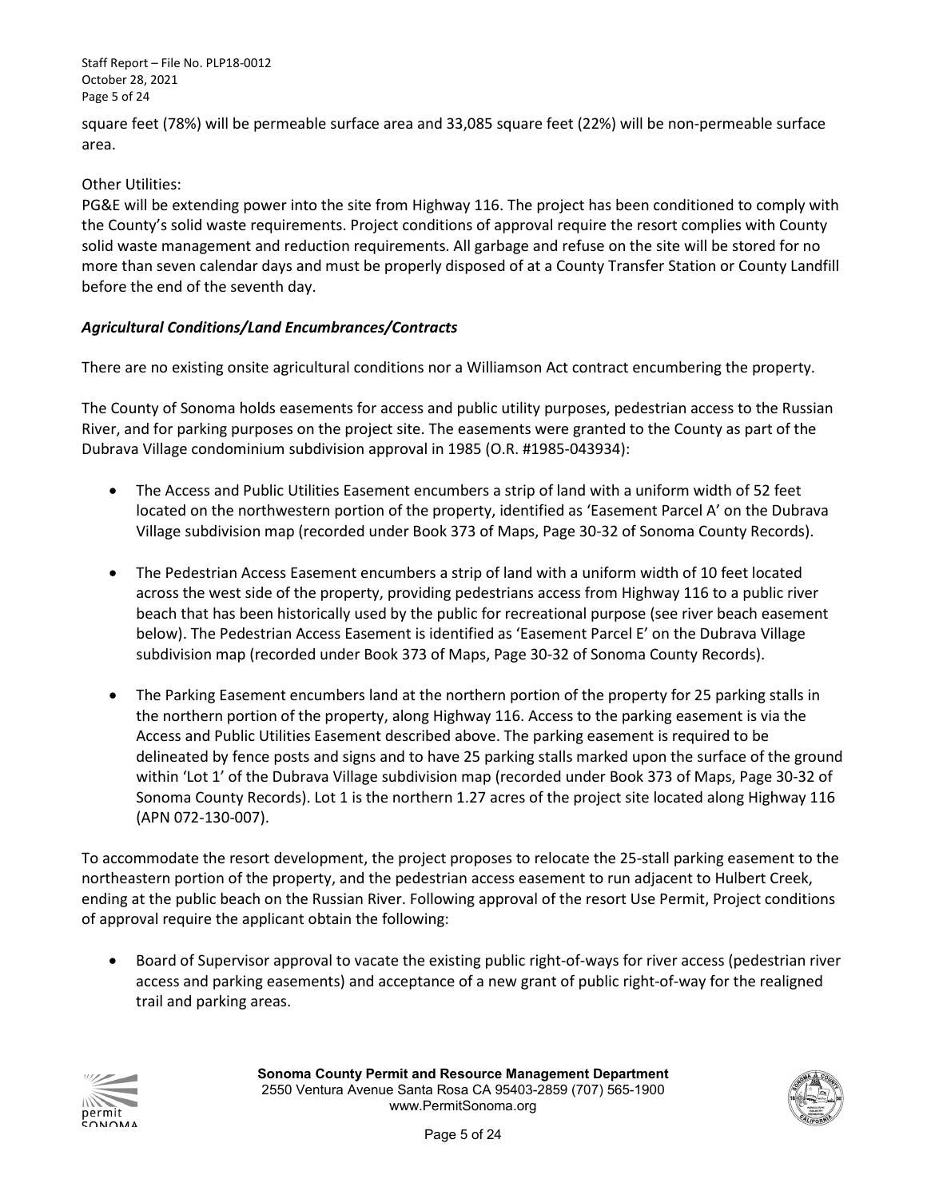square feet (78%) will be permeable surface area and 33,085 square feet (22%) will be non-permeable surface area.

Other Utilities:
PG&E will be extending power into the site from Highway 116. The project has been conditioned to comply with the County's solid waste requirements. Project conditions of approval require the resort complies with County solid waste management and reduction requirements. All garbage and refuse on the site will be stored for no more than seven calendar days and must be properly disposed of at a County Transfer Station or County Landfill before the end of the seventh day.

***Agricultural Conditions/Land Encumbrances/Contracts***

There are no existing onsite agricultural conditions nor a Williamson Act contract encumbering the property.

The County of Sonoma holds easements for access and public utility purposes, pedestrian access to the Russian River, and for parking purposes on the project site. The easements were granted to the County as part of the Dubrava Village condominium subdivision approval in 1985 (O.R. #1985-043934):

- The Access and Public Utilities Easement encumbers a strip of land with a uniform width of 52 feet located on the northwestern portion of the property, identified as 'Easement Parcel A' on the Dubrava Village subdivision map (recorded under Book 373 of Maps, Page 30-32 of Sonoma County Records).
- The Pedestrian Access Easement encumbers a strip of land with a uniform width of 10 feet located across the west side of the property, providing pedestrians access from Highway 116 to a public river beach that has been historically used by the public for recreational purpose (see river beach easement below). The Pedestrian Access Easement is identified as 'Easement Parcel E' on the Dubrava Village subdivision map (recorded under Book 373 of Maps, Page 30-32 of Sonoma County Records).
- The Parking Easement encumbers land at the northern portion of the property for 25 parking stalls in the northern portion of the property, along Highway 116. Access to the parking easement is via the Access and Public Utilities Easement described above. The parking easement is required to be delineated by fence posts and signs and to have 25 parking stalls marked upon the surface of the ground within 'Lot 1' of the Dubrava Village subdivision map (recorded under Book 373 of Maps, Page 30-32 of Sonoma County Records). Lot 1 is the northern 1.27 acres of the project site located along Highway 116 (APN 072-130-007).

To accommodate the resort development, the project proposes to relocate the 25-stall parking easement to the northeastern portion of the property, and the pedestrian access easement to run adjacent to Hulbert Creek, ending at the public beach on the Russian River. Following approval of the resort Use Permit, Project conditions of approval require the applicant obtain the following:

- Board of Supervisor approval to vacate the existing public right-of-ways for river access (pedestrian river access and parking easements) and acceptance of a new grant of public right-of-way for the realigned trail and parking areas.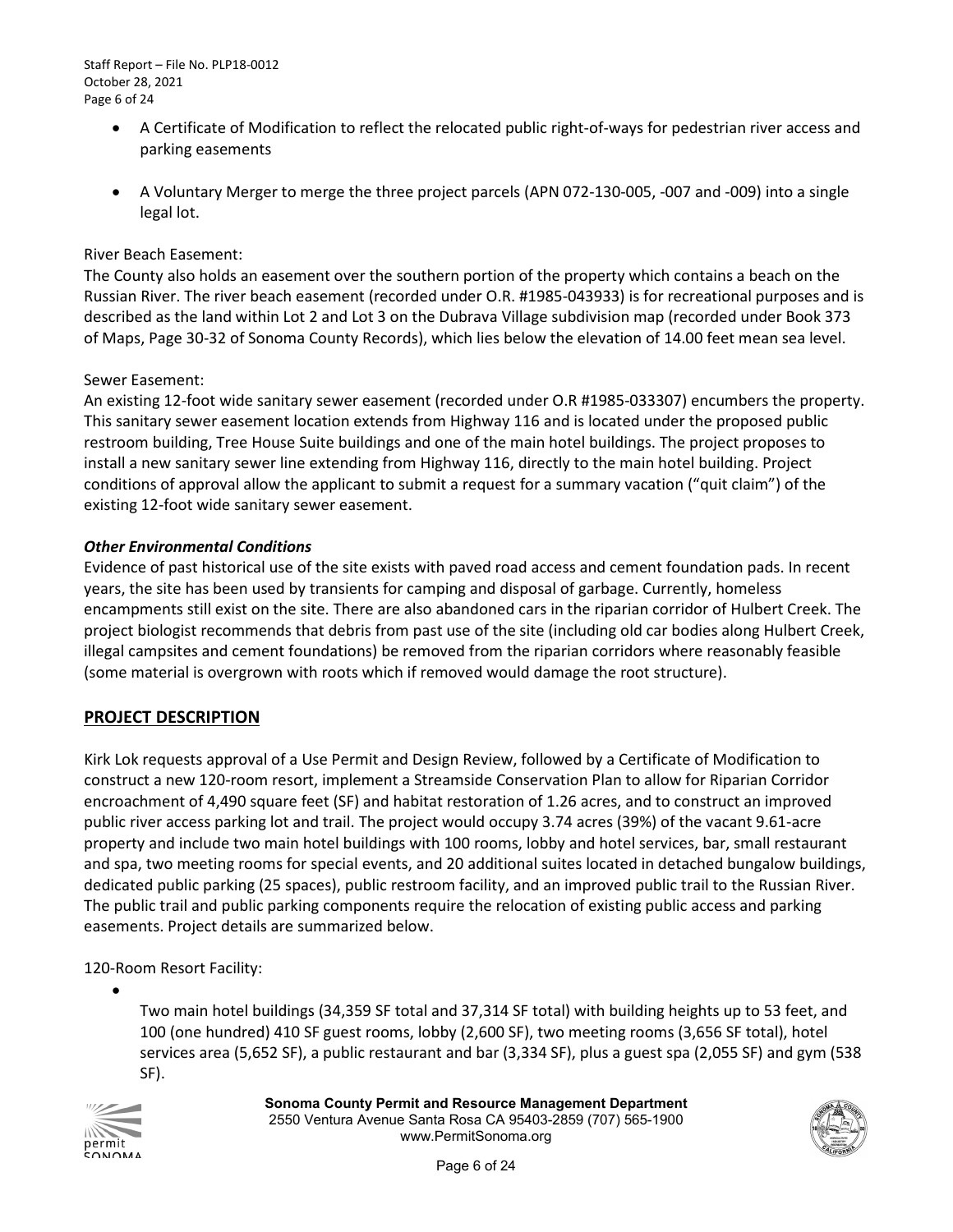- A Certificate of Modification to reflect the relocated public right-of-ways for pedestrian river access and parking easements
- A Voluntary Merger to merge the three project parcels (APN 072-130-005, -007 and -009) into a single legal lot.

River Beach Easement:
The County also holds an easement over the southern portion of the property which contains a beach on the Russian River. The river beach easement (recorded under O.R. #1985-043933) is for recreational purposes and is described as the land within Lot 2 and Lot 3 on the Dubrava Village subdivision map (recorded under Book 373 of Maps, Page 30-32 of Sonoma County Records), which lies below the elevation of 14.00 feet mean sea level.

Sewer Easement:
An existing 12-foot wide sanitary sewer easement (recorded under O.R #1985-033307) encumbers the property. This sanitary sewer easement location extends from Highway 116 and is located under the proposed public restroom building, Tree House Suite buildings and one of the main hotel buildings. The project proposes to install a new sanitary sewer line extending from Highway 116, directly to the main hotel building. Project conditions of approval allow the applicant to submit a request for a summary vacation ("quit claim") of the existing 12-foot wide sanitary sewer easement.

***Other Environmental Conditions***
Evidence of past historical use of the site exists with paved road access and cement foundation pads. In recent years, the site has been used by transients for camping and disposal of garbage. Currently, homeless encampments still exist on the site. There are also abandoned cars in the riparian corridor of Hulbert Creek. The project biologist recommends that debris from past use of the site (including old car bodies along Hulbert Creek, illegal campsites and cement foundations) be removed from the riparian corridors where reasonably feasible (some material is overgrown with roots which if removed would damage the root structure).

## PROJECT DESCRIPTION

Kirk Lok requests approval of a Use Permit and Design Review, followed by a Certificate of Modification to construct a new 120-room resort, implement a Streamside Conservation Plan to allow for Riparian Corridor encroachment of 4,490 square feet (SF) and habitat restoration of 1.26 acres, and to construct an improved public river access parking lot and trail. The project would occupy 3.74 acres (39%) of the vacant 9.61-acre property and include two main hotel buildings with 100 rooms, lobby and hotel services, bar, small restaurant and spa, two meeting rooms for special events, and 20 additional suites located in detached bungalow buildings, dedicated public parking (25 spaces), public restroom facility, and an improved public trail to the Russian River. The public trail and public parking components require the relocation of existing public access and parking easements. Project details are summarized below.

120-Room Resort Facility:

- Two main hotel buildings (34,359 SF total and 37,314 SF total) with building heights up to 53 feet, and 100 (one hundred) 410 SF guest rooms, lobby (2,600 SF), two meeting rooms (3,656 SF total), hotel services area (5,652 SF), a public restaurant and bar (3,334 SF), plus a guest spa (2,055 SF) and gym (538 SF).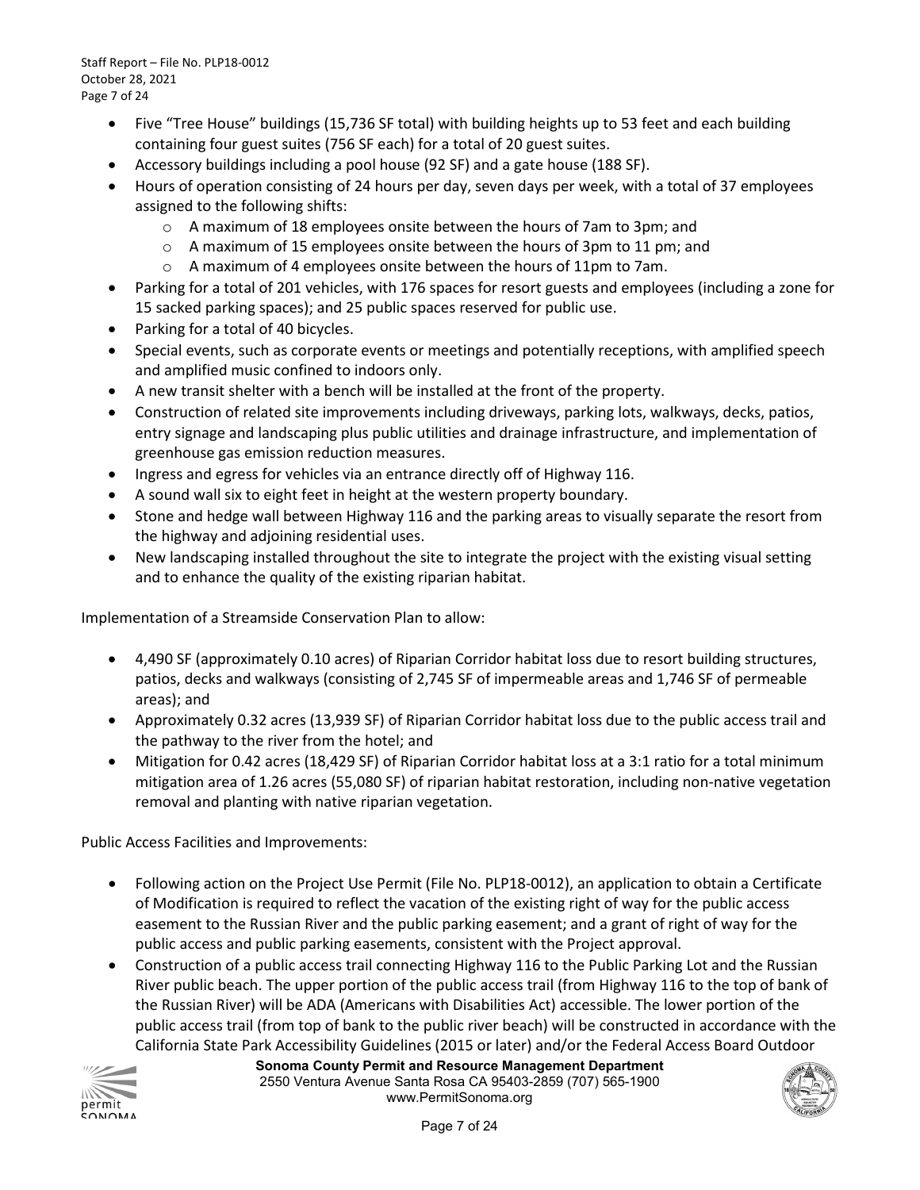- Five "Tree House" buildings (15,736 SF total) with building heights up to 53 feet and each building containing four guest suites (756 SF each) for a total of 20 guest suites.
- Accessory buildings including a pool house (92 SF) and a gate house (188 SF).
- Hours of operation consisting of 24 hours per day, seven days per week, with a total of 37 employees assigned to the following shifts:
  - A maximum of 18 employees onsite between the hours of 7am to 3pm; and
  - A maximum of 15 employees onsite between the hours of 3pm to 11 pm; and
  - A maximum of 4 employees onsite between the hours of 11pm to 7am.
- Parking for a total of 201 vehicles, with 176 spaces for resort guests and employees (including a zone for 15 sacked parking spaces); and 25 public spaces reserved for public use.
- Parking for a total of 40 bicycles.
- Special events, such as corporate events or meetings and potentially receptions, with amplified speech and amplified music confined to indoors only.
- A new transit shelter with a bench will be installed at the front of the property.
- Construction of related site improvements including driveways, parking lots, walkways, decks, patios, entry signage and landscaping plus public utilities and drainage infrastructure, and implementation of greenhouse gas emission reduction measures.
- Ingress and egress for vehicles via an entrance directly off of Highway 116.
- A sound wall six to eight feet in height at the western property boundary.
- Stone and hedge wall between Highway 116 and the parking areas to visually separate the resort from the highway and adjoining residential uses.
- New landscaping installed throughout the site to integrate the project with the existing visual setting and to enhance the quality of the existing riparian habitat.

Implementation of a Streamside Conservation Plan to allow:

- 4,490 SF (approximately 0.10 acres) of Riparian Corridor habitat loss due to resort building structures, patios, decks and walkways (consisting of 2,745 SF of impermeable areas and 1,746 SF of permeable areas); and
- Approximately 0.32 acres (13,939 SF) of Riparian Corridor habitat loss due to the public access trail and the pathway to the river from the hotel; and
- Mitigation for 0.42 acres (18,429 SF) of Riparian Corridor habitat loss at a 3:1 ratio for a total minimum mitigation area of 1.26 acres (55,080 SF) of riparian habitat restoration, including non-native vegetation removal and planting with native riparian vegetation.

Public Access Facilities and Improvements:

- Following action on the Project Use Permit (File No. PLP18-0012), an application to obtain a Certificate of Modification is required to reflect the vacation of the existing right of way for the public access easement to the Russian River and the public parking easement; and a grant of right of way for the public access and public parking easements, consistent with the Project approval.
- Construction of a public access trail connecting Highway 116 to the Public Parking Lot and the Russian River public beach. The upper portion of the public access trail (from Highway 116 to the top of bank of the Russian River) will be ADA (Americans with Disabilities Act) accessible. The lower portion of the public access trail (from top of bank to the public river beach) will be constructed in accordance with the California State Park Accessibility Guidelines (2015 or later) and/or the Federal Access Board Outdoor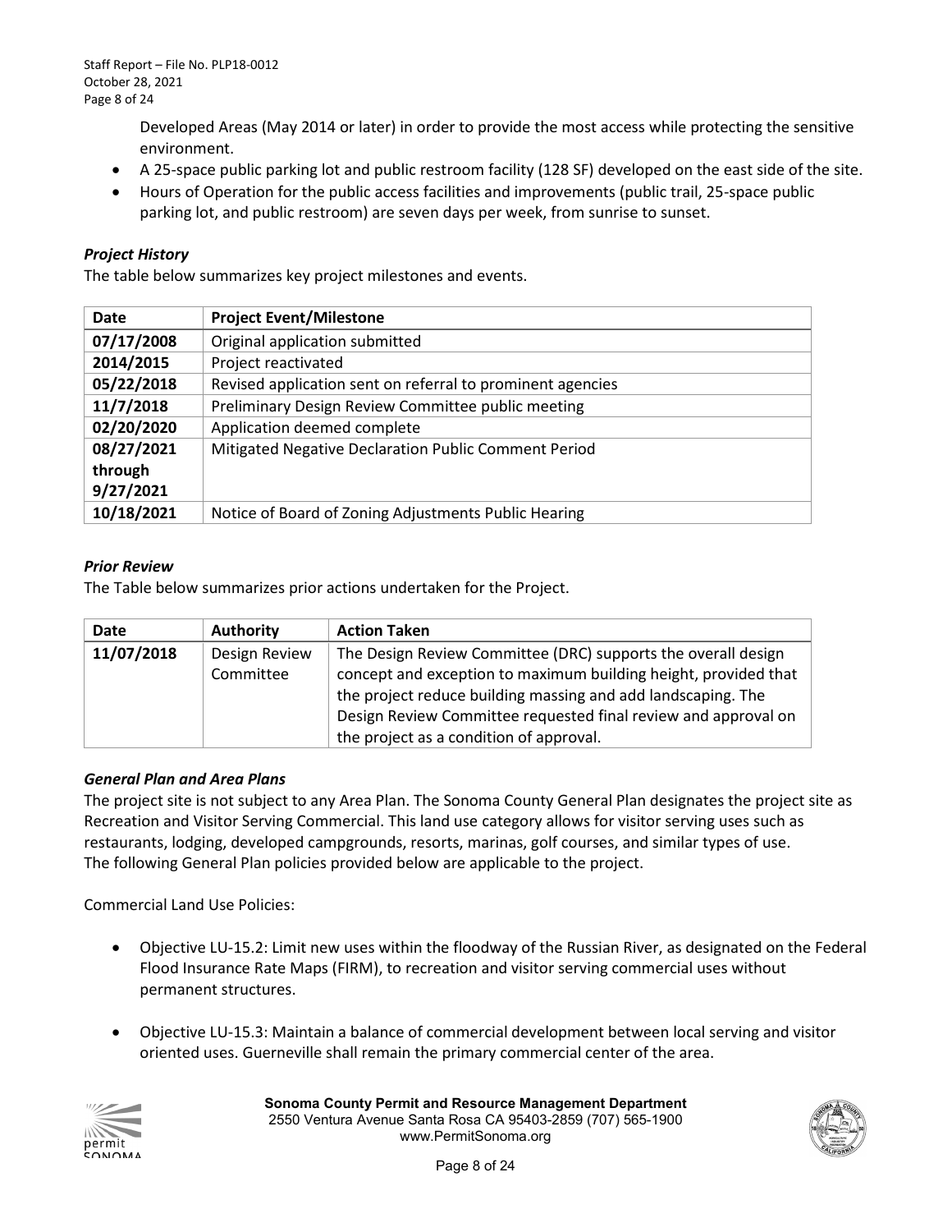Developed Areas (May 2014 or later) in order to provide the most access while protecting the sensitive environment.

- A 25-space public parking lot and public restroom facility (128 SF) developed on the east side of the site.
- Hours of Operation for the public access facilities and improvements (public trail, 25-space public parking lot, and public restroom) are seven days per week, from sunrise to sunset.

### *Project History*

The table below summarizes key project milestones and events.

| Date | Project Event/Milestone |
|---|---|
| **07/17/2008** | Original application submitted |
| **2014/2015** | Project reactivated |
| **05/22/2018** | Revised application sent on referral to prominent agencies |
| **11/7/2018** | Preliminary Design Review Committee public meeting |
| **02/20/2020** | Application deemed complete |
| **08/27/2021 through 9/27/2021** | Mitigated Negative Declaration Public Comment Period |
| **10/18/2021** | Notice of Board of Zoning Adjustments Public Hearing |

### *Prior Review*

The Table below summarizes prior actions undertaken for the Project.

| Date | Authority | Action Taken |
|---|---|---|
| **11/07/2018** | Design Review Committee | The Design Review Committee (DRC) supports the overall design concept and exception to maximum building height, provided that the project reduce building massing and add landscaping. The Design Review Committee requested final review and approval on the project as a condition of approval. |

### *General Plan and Area Plans*

The project site is not subject to any Area Plan. The Sonoma County General Plan designates the project site as Recreation and Visitor Serving Commercial. This land use category allows for visitor serving uses such as restaurants, lodging, developed campgrounds, resorts, marinas, golf courses, and similar types of use. The following General Plan policies provided below are applicable to the project.

Commercial Land Use Policies:

- Objective LU-15.2: Limit new uses within the floodway of the Russian River, as designated on the Federal Flood Insurance Rate Maps (FIRM), to recreation and visitor serving commercial uses without permanent structures.

- Objective LU-15.3: Maintain a balance of commercial development between local serving and visitor oriented uses. Guerneville shall remain the primary commercial center of the area.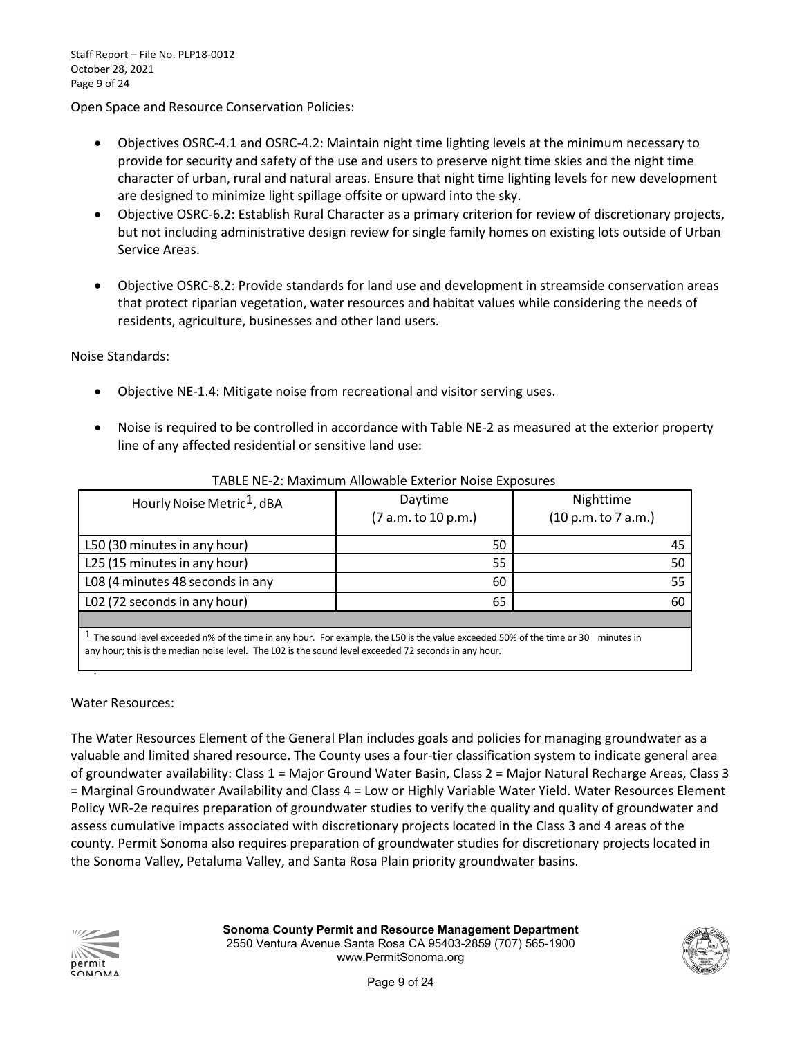Open Space and Resource Conservation Policies:

- Objectives OSRC-4.1 and OSRC-4.2: Maintain night time lighting levels at the minimum necessary to provide for security and safety of the use and users to preserve night time skies and the night time character of urban, rural and natural areas. Ensure that night time lighting levels for new development are designed to minimize light spillage offsite or upward into the sky.
- Objective OSRC-6.2: Establish Rural Character as a primary criterion for review of discretionary projects, but not including administrative design review for single family homes on existing lots outside of Urban Service Areas.
- Objective OSRC-8.2: Provide standards for land use and development in streamside conservation areas that protect riparian vegetation, water resources and habitat values while considering the needs of residents, agriculture, businesses and other land users.

Noise Standards:

- Objective NE-1.4: Mitigate noise from recreational and visitor serving uses.
- Noise is required to be controlled in accordance with Table NE-2 as measured at the exterior property line of any affected residential or sensitive land use:

TABLE NE-2: Maximum Allowable Exterior Noise Exposures

| Hourly Noise Metric[1], dBA | Daytime (7 a.m. to 10 p.m.) | Nighttime (10 p.m. to 7 a.m.) |
|---|---|---|
| L50 (30 minutes in any hour) | 50 | 45 |
| L25 (15 minutes in any hour) | 55 | 50 |
| L08 (4 minutes 48 seconds in any | 60 | 55 |
| L02 (72 seconds in any hour) | 65 | 60 |

[1] The sound level exceeded n% of the time in any hour. For example, the L50 is the value exceeded 50% of the time or 30 minutes in any hour; this is the median noise level. The L02 is the sound level exceeded 72 seconds in any hour.

Water Resources:

The Water Resources Element of the General Plan includes goals and policies for managing groundwater as a valuable and limited shared resource. The County uses a four-tier classification system to indicate general area of groundwater availability: Class 1 = Major Ground Water Basin, Class 2 = Major Natural Recharge Areas, Class 3 = Marginal Groundwater Availability and Class 4 = Low or Highly Variable Water Yield. Water Resources Element Policy WR-2e requires preparation of groundwater studies to verify the quality and quality of groundwater and assess cumulative impacts associated with discretionary projects located in the Class 3 and 4 areas of the county. Permit Sonoma also requires preparation of groundwater studies for discretionary projects located in the Sonoma Valley, Petaluma Valley, and Santa Rosa Plain priority groundwater basins.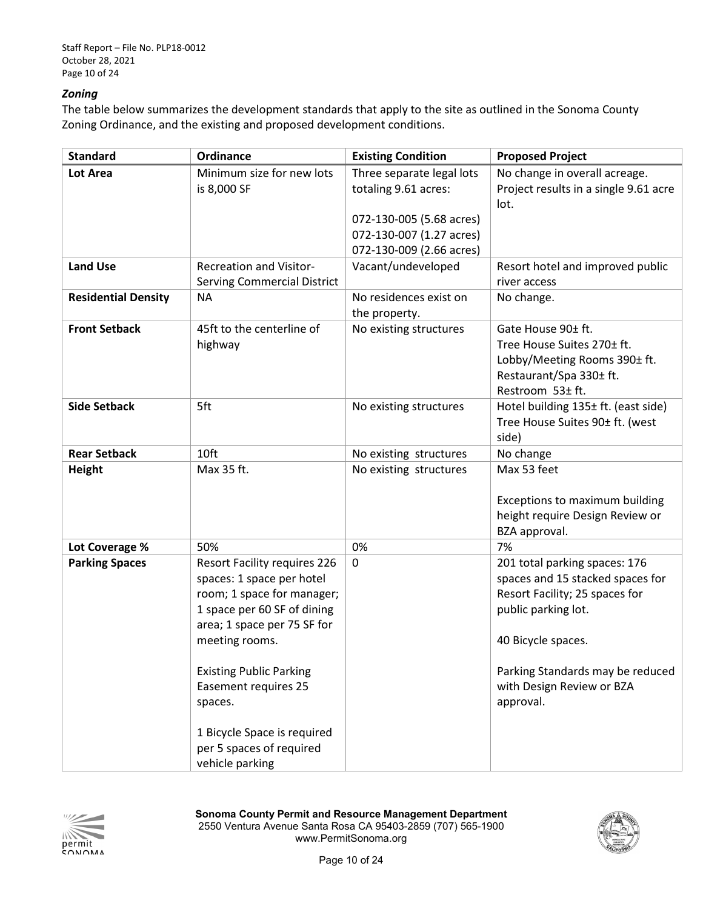### *Zoning*

The table below summarizes the development standards that apply to the site as outlined in the Sonoma County Zoning Ordinance, and the existing and proposed development conditions.

| Standard | Ordinance | Existing Condition | Proposed Project |
|---|---|---|---|
| **Lot Area** | Minimum size for new lots is 8,000 SF | Three separate legal lots totaling 9.61 acres:<br><br>072-130-005 (5.68 acres)<br>072-130-007 (1.27 acres)<br>072-130-009 (2.66 acres) | No change in overall acreage. Project results in a single 9.61 acre lot. |
| **Land Use** | Recreation and Visitor-Serving Commercial District | Vacant/undeveloped | Resort hotel and improved public river access |
| **Residential Density** | NA | No residences exist on the property. | No change. |
| **Front Setback** | 45ft to the centerline of highway | No existing structures | Gate House 90± ft.<br>Tree House Suites 270± ft.<br>Lobby/Meeting Rooms 390± ft.<br>Restaurant/Spa 330± ft.<br>Restroom 53± ft. |
| **Side Setback** | 5ft | No existing structures | Hotel building 135± ft. (east side)<br>Tree House Suites 90± ft. (west side) |
| **Rear Setback** | 10ft | No existing structures | No change |
| **Height** | Max 35 ft. | No existing structures | Max 53 feet<br><br>Exceptions to maximum building height require Design Review or BZA approval. |
| **Lot Coverage %** | 50% | 0% | 7% |
| **Parking Spaces** | Resort Facility requires 226 spaces: 1 space per hotel room; 1 space for manager; 1 space per 60 SF of dining area; 1 space per 75 SF for meeting rooms.<br><br>Existing Public Parking Easement requires 25 spaces.<br><br>1 Bicycle Space is required per 5 spaces of required vehicle parking | 0 | 201 total parking spaces: 176 spaces and 15 stacked spaces for Resort Facility; 25 spaces for public parking lot.<br><br>40 Bicycle spaces.<br><br>Parking Standards may be reduced with Design Review or BZA approval. |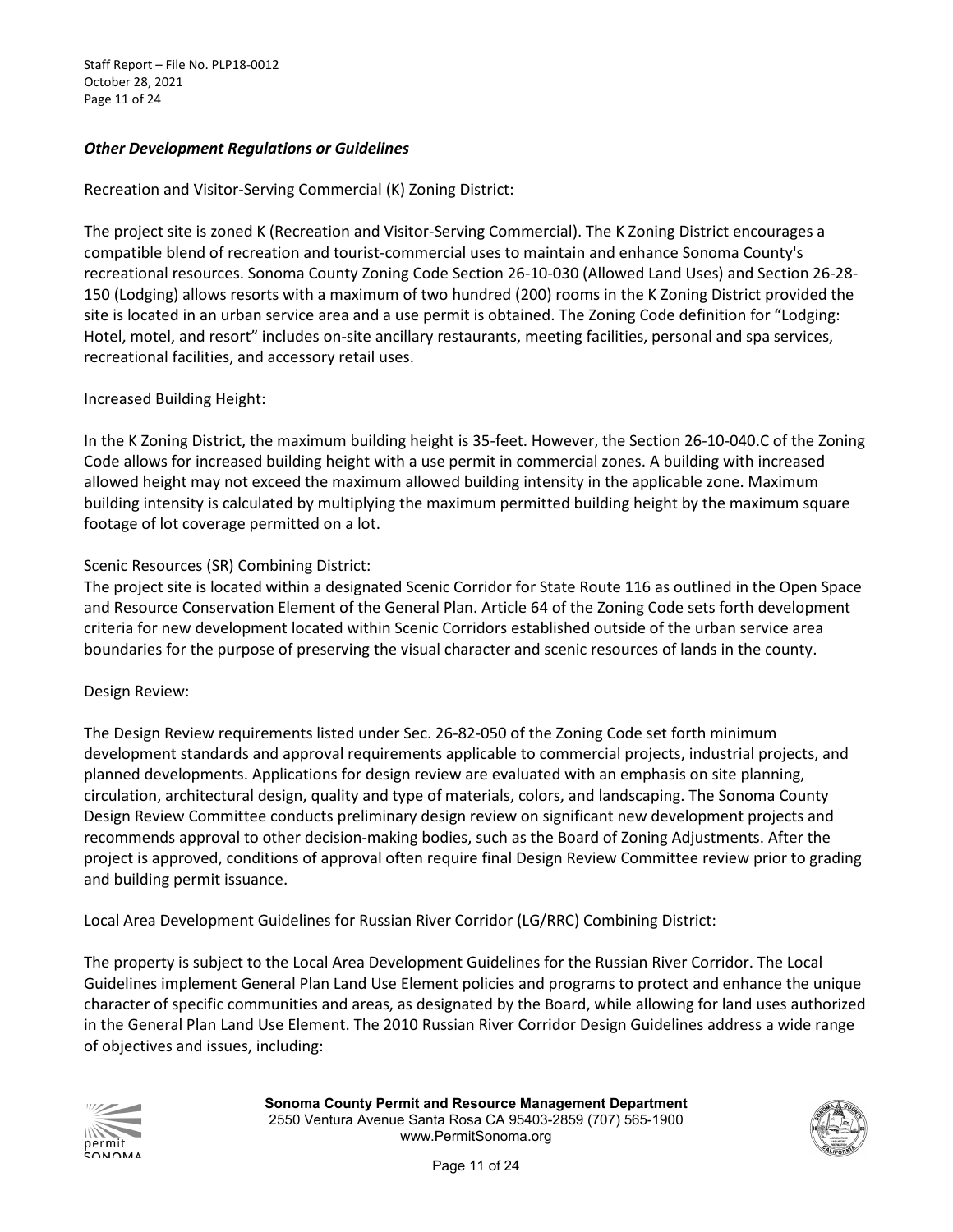### *Other Development Regulations or Guidelines*

Recreation and Visitor-Serving Commercial (K) Zoning District:

The project site is zoned K (Recreation and Visitor-Serving Commercial). The K Zoning District encourages a compatible blend of recreation and tourist-commercial uses to maintain and enhance Sonoma County's recreational resources. Sonoma County Zoning Code Section 26-10-030 (Allowed Land Uses) and Section 26-28-150 (Lodging) allows resorts with a maximum of two hundred (200) rooms in the K Zoning District provided the site is located in an urban service area and a use permit is obtained. The Zoning Code definition for "Lodging: Hotel, motel, and resort" includes on-site ancillary restaurants, meeting facilities, personal and spa services, recreational facilities, and accessory retail uses.

Increased Building Height:

In the K Zoning District, the maximum building height is 35-feet. However, the Section 26-10-040.C of the Zoning Code allows for increased building height with a use permit in commercial zones. A building with increased allowed height may not exceed the maximum allowed building intensity in the applicable zone. Maximum building intensity is calculated by multiplying the maximum permitted building height by the maximum square footage of lot coverage permitted on a lot.

Scenic Resources (SR) Combining District:

The project site is located within a designated Scenic Corridor for State Route 116 as outlined in the Open Space and Resource Conservation Element of the General Plan. Article 64 of the Zoning Code sets forth development criteria for new development located within Scenic Corridors established outside of the urban service area boundaries for the purpose of preserving the visual character and scenic resources of lands in the county.

Design Review:

The Design Review requirements listed under Sec. 26-82-050 of the Zoning Code set forth minimum development standards and approval requirements applicable to commercial projects, industrial projects, and planned developments. Applications for design review are evaluated with an emphasis on site planning, circulation, architectural design, quality and type of materials, colors, and landscaping. The Sonoma County Design Review Committee conducts preliminary design review on significant new development projects and recommends approval to other decision-making bodies, such as the Board of Zoning Adjustments. After the project is approved, conditions of approval often require final Design Review Committee review prior to grading and building permit issuance.

Local Area Development Guidelines for Russian River Corridor (LG/RRC) Combining District:

The property is subject to the Local Area Development Guidelines for the Russian River Corridor. The Local Guidelines implement General Plan Land Use Element policies and programs to protect and enhance the unique character of specific communities and areas, as designated by the Board, while allowing for land uses authorized in the General Plan Land Use Element. The 2010 Russian River Corridor Design Guidelines address a wide range of objectives and issues, including: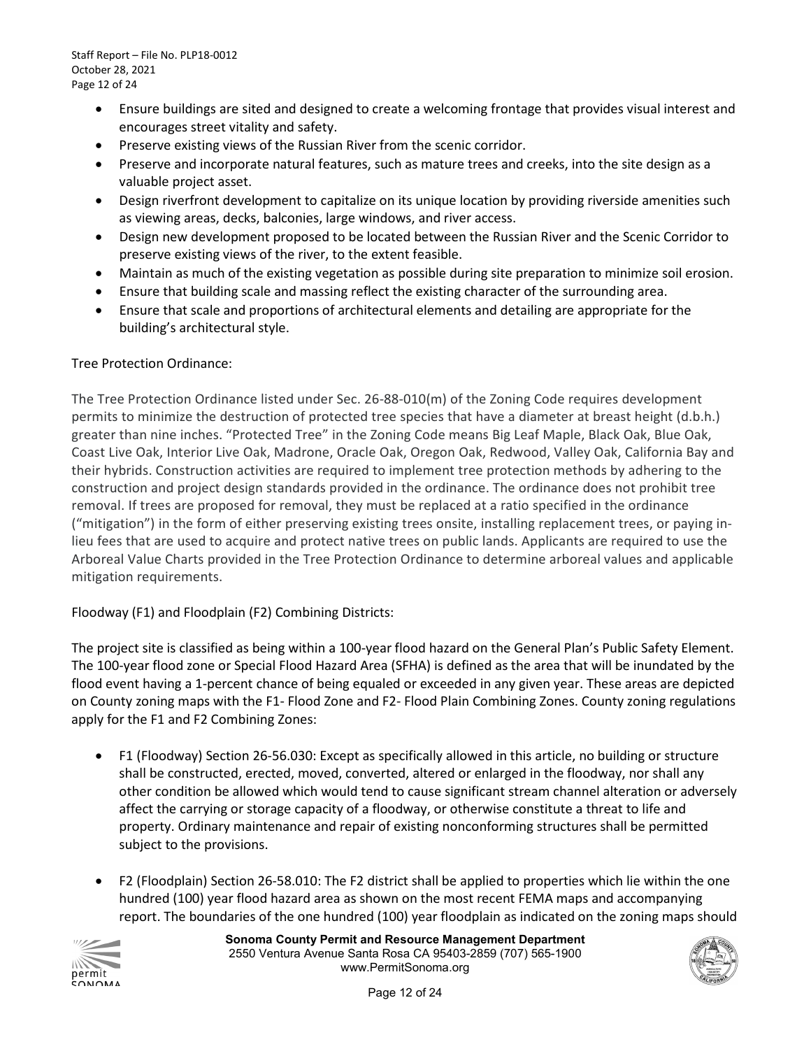- Ensure buildings are sited and designed to create a welcoming frontage that provides visual interest and encourages street vitality and safety.
- Preserve existing views of the Russian River from the scenic corridor.
- Preserve and incorporate natural features, such as mature trees and creeks, into the site design as a valuable project asset.
- Design riverfront development to capitalize on its unique location by providing riverside amenities such as viewing areas, decks, balconies, large windows, and river access.
- Design new development proposed to be located between the Russian River and the Scenic Corridor to preserve existing views of the river, to the extent feasible.
- Maintain as much of the existing vegetation as possible during site preparation to minimize soil erosion.
- Ensure that building scale and massing reflect the existing character of the surrounding area.
- Ensure that scale and proportions of architectural elements and detailing are appropriate for the building's architectural style.

Tree Protection Ordinance:

The Tree Protection Ordinance listed under Sec. 26-88-010(m) of the Zoning Code requires development permits to minimize the destruction of protected tree species that have a diameter at breast height (d.b.h.) greater than nine inches. "Protected Tree" in the Zoning Code means Big Leaf Maple, Black Oak, Blue Oak, Coast Live Oak, Interior Live Oak, Madrone, Oracle Oak, Oregon Oak, Redwood, Valley Oak, California Bay and their hybrids. Construction activities are required to implement tree protection methods by adhering to the construction and project design standards provided in the ordinance. The ordinance does not prohibit tree removal. If trees are proposed for removal, they must be replaced at a ratio specified in the ordinance ("mitigation") in the form of either preserving existing trees onsite, installing replacement trees, or paying in-lieu fees that are used to acquire and protect native trees on public lands. Applicants are required to use the Arboreal Value Charts provided in the Tree Protection Ordinance to determine arboreal values and applicable mitigation requirements.

Floodway (F1) and Floodplain (F2) Combining Districts:

The project site is classified as being within a 100-year flood hazard on the General Plan's Public Safety Element. The 100-year flood zone or Special Flood Hazard Area (SFHA) is defined as the area that will be inundated by the flood event having a 1-percent chance of being equaled or exceeded in any given year. These areas are depicted on County zoning maps with the F1- Flood Zone and F2- Flood Plain Combining Zones. County zoning regulations apply for the F1 and F2 Combining Zones:

- F1 (Floodway) Section 26-56.030: Except as specifically allowed in this article, no building or structure shall be constructed, erected, moved, converted, altered or enlarged in the floodway, nor shall any other condition be allowed which would tend to cause significant stream channel alteration or adversely affect the carrying or storage capacity of a floodway, or otherwise constitute a threat to life and property. Ordinary maintenance and repair of existing nonconforming structures shall be permitted subject to the provisions.

- F2 (Floodplain) Section 26-58.010: The F2 district shall be applied to properties which lie within the one hundred (100) year flood hazard area as shown on the most recent FEMA maps and accompanying report. The boundaries of the one hundred (100) year floodplain as indicated on the zoning maps should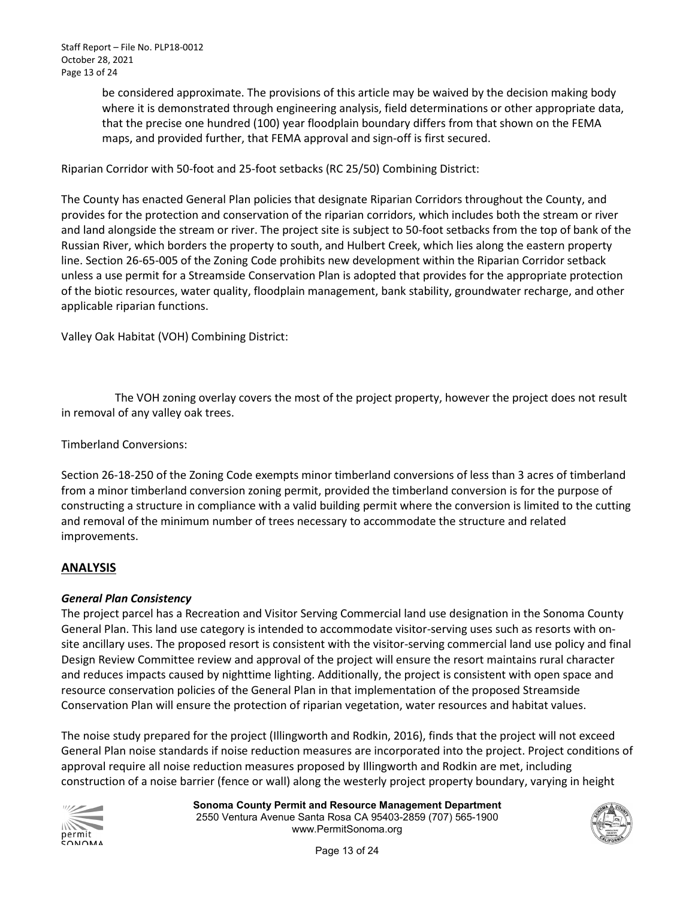be considered approximate. The provisions of this article may be waived by the decision making body where it is demonstrated through engineering analysis, field determinations or other appropriate data, that the precise one hundred (100) year floodplain boundary differs from that shown on the FEMA maps, and provided further, that FEMA approval and sign-off is first secured.

Riparian Corridor with 50-foot and 25-foot setbacks (RC 25/50) Combining District:

The County has enacted General Plan policies that designate Riparian Corridors throughout the County, and provides for the protection and conservation of the riparian corridors, which includes both the stream or river and land alongside the stream or river. The project site is subject to 50-foot setbacks from the top of bank of the Russian River, which borders the property to south, and Hulbert Creek, which lies along the eastern property line. Section 26-65-005 of the Zoning Code prohibits new development within the Riparian Corridor setback unless a use permit for a Streamside Conservation Plan is adopted that provides for the appropriate protection of the biotic resources, water quality, floodplain management, bank stability, groundwater recharge, and other applicable riparian functions.

Valley Oak Habitat (VOH) Combining District:

The VOH zoning overlay covers the most of the project property, however the project does not result in removal of any valley oak trees.

Timberland Conversions:

Section 26-18-250 of the Zoning Code exempts minor timberland conversions of less than 3 acres of timberland from a minor timberland conversion zoning permit, provided the timberland conversion is for the purpose of constructing a structure in compliance with a valid building permit where the conversion is limited to the cutting and removal of the minimum number of trees necessary to accommodate the structure and related improvements.

## ANALYSIS

### *General Plan Consistency*

The project parcel has a Recreation and Visitor Serving Commercial land use designation in the Sonoma County General Plan. This land use category is intended to accommodate visitor-serving uses such as resorts with on-site ancillary uses. The proposed resort is consistent with the visitor-serving commercial land use policy and final Design Review Committee review and approval of the project will ensure the resort maintains rural character and reduces impacts caused by nighttime lighting. Additionally, the project is consistent with open space and resource conservation policies of the General Plan in that implementation of the proposed Streamside Conservation Plan will ensure the protection of riparian vegetation, water resources and habitat values.

The noise study prepared for the project (Illingworth and Rodkin, 2016), finds that the project will not exceed General Plan noise standards if noise reduction measures are incorporated into the project. Project conditions of approval require all noise reduction measures proposed by Illingworth and Rodkin are met, including construction of a noise barrier (fence or wall) along the westerly project property boundary, varying in height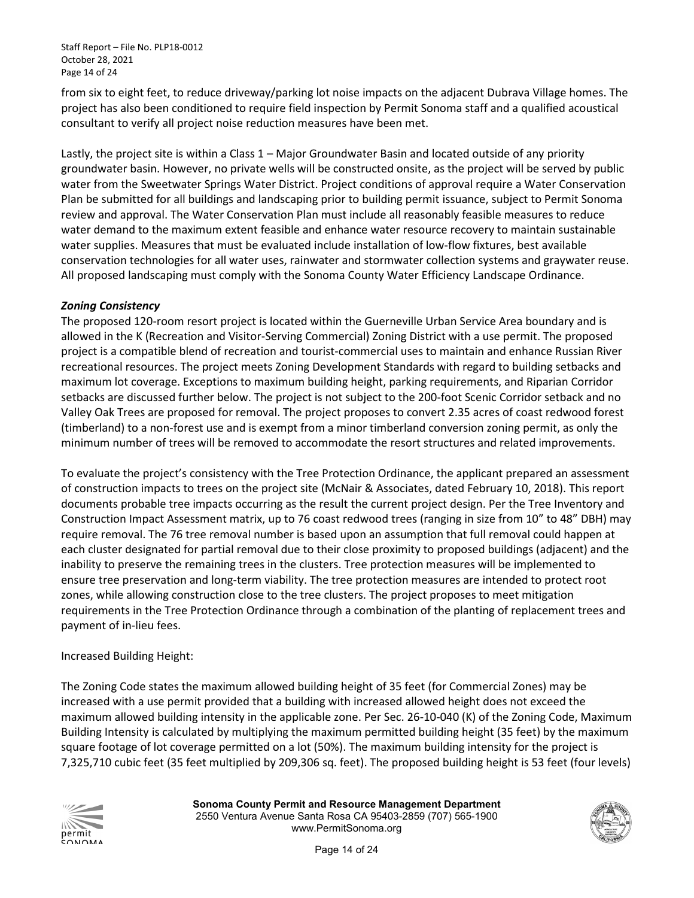from six to eight feet, to reduce driveway/parking lot noise impacts on the adjacent Dubrava Village homes. The project has also been conditioned to require field inspection by Permit Sonoma staff and a qualified acoustical consultant to verify all project noise reduction measures have been met.

Lastly, the project site is within a Class 1 – Major Groundwater Basin and located outside of any priority groundwater basin. However, no private wells will be constructed onsite, as the project will be served by public water from the Sweetwater Springs Water District. Project conditions of approval require a Water Conservation Plan be submitted for all buildings and landscaping prior to building permit issuance, subject to Permit Sonoma review and approval. The Water Conservation Plan must include all reasonably feasible measures to reduce water demand to the maximum extent feasible and enhance water resource recovery to maintain sustainable water supplies. Measures that must be evaluated include installation of low-flow fixtures, best available conservation technologies for all water uses, rainwater and stormwater collection systems and graywater reuse. All proposed landscaping must comply with the Sonoma County Water Efficiency Landscape Ordinance.

***Zoning Consistency***

The proposed 120-room resort project is located within the Guerneville Urban Service Area boundary and is allowed in the K (Recreation and Visitor-Serving Commercial) Zoning District with a use permit. The proposed project is a compatible blend of recreation and tourist-commercial uses to maintain and enhance Russian River recreational resources. The project meets Zoning Development Standards with regard to building setbacks and maximum lot coverage. Exceptions to maximum building height, parking requirements, and Riparian Corridor setbacks are discussed further below. The project is not subject to the 200-foot Scenic Corridor setback and no Valley Oak Trees are proposed for removal. The project proposes to convert 2.35 acres of coast redwood forest (timberland) to a non-forest use and is exempt from a minor timberland conversion zoning permit, as only the minimum number of trees will be removed to accommodate the resort structures and related improvements.

To evaluate the project's consistency with the Tree Protection Ordinance, the applicant prepared an assessment of construction impacts to trees on the project site (McNair & Associates, dated February 10, 2018). This report documents probable tree impacts occurring as the result the current project design. Per the Tree Inventory and Construction Impact Assessment matrix, up to 76 coast redwood trees (ranging in size from 10" to 48" DBH) may require removal. The 76 tree removal number is based upon an assumption that full removal could happen at each cluster designated for partial removal due to their close proximity to proposed buildings (adjacent) and the inability to preserve the remaining trees in the clusters. Tree protection measures will be implemented to ensure tree preservation and long-term viability. The tree protection measures are intended to protect root zones, while allowing construction close to the tree clusters. The project proposes to meet mitigation requirements in the Tree Protection Ordinance through a combination of the planting of replacement trees and payment of in-lieu fees.

Increased Building Height:

The Zoning Code states the maximum allowed building height of 35 feet (for Commercial Zones) may be increased with a use permit provided that a building with increased allowed height does not exceed the maximum allowed building intensity in the applicable zone. Per Sec. 26-10-040 (K) of the Zoning Code, Maximum Building Intensity is calculated by multiplying the maximum permitted building height (35 feet) by the maximum square footage of lot coverage permitted on a lot (50%). The maximum building intensity for the project is 7,325,710 cubic feet (35 feet multiplied by 209,306 sq. feet). The proposed building height is 53 feet (four levels)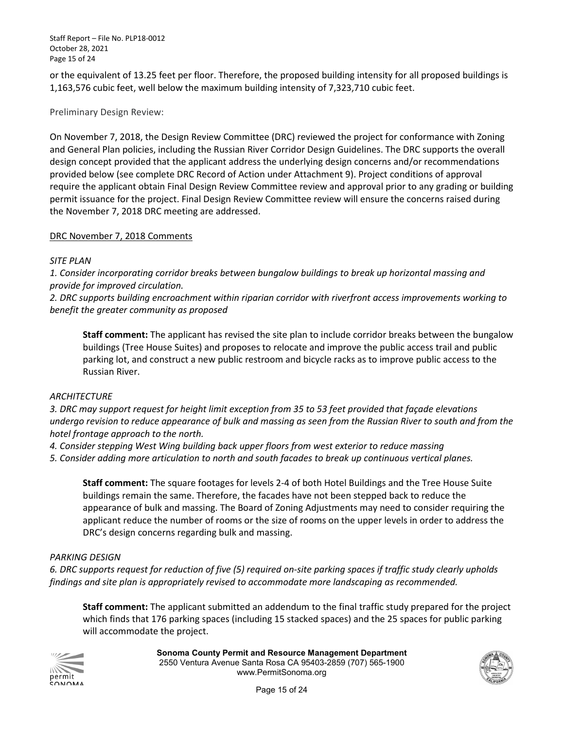or the equivalent of 13.25 feet per floor. Therefore, the proposed building intensity for all proposed buildings is 1,163,576 cubic feet, well below the maximum building intensity of 7,323,710 cubic feet.

### Preliminary Design Review:

On November 7, 2018, the Design Review Committee (DRC) reviewed the project for conformance with Zoning and General Plan policies, including the Russian River Corridor Design Guidelines. The DRC supports the overall design concept provided that the applicant address the underlying design concerns and/or recommendations provided below (see complete DRC Record of Action under Attachment 9). Project conditions of approval require the applicant obtain Final Design Review Committee review and approval prior to any grading or building permit issuance for the project. Final Design Review Committee review will ensure the concerns raised during the November 7, 2018 DRC meeting are addressed.

<u>DRC November 7, 2018 Comments</u>

*SITE PLAN*

*1. Consider incorporating corridor breaks between bungalow buildings to break up horizontal massing and provide for improved circulation.*

*2. DRC supports building encroachment within riparian corridor with riverfront access improvements working to benefit the greater community as proposed*

> **Staff comment:** The applicant has revised the site plan to include corridor breaks between the bungalow buildings (Tree House Suites) and proposes to relocate and improve the public access trail and public parking lot, and construct a new public restroom and bicycle racks as to improve public access to the Russian River.

*ARCHITECTURE*

*3. DRC may support request for height limit exception from 35 to 53 feet provided that façade elevations undergo revision to reduce appearance of bulk and massing as seen from the Russian River to south and from the hotel frontage approach to the north.*

*4. Consider stepping West Wing building back upper floors from west exterior to reduce massing*

*5. Consider adding more articulation to north and south facades to break up continuous vertical planes.*

> **Staff comment:** The square footages for levels 2-4 of both Hotel Buildings and the Tree House Suite buildings remain the same. Therefore, the facades have not been stepped back to reduce the appearance of bulk and massing. The Board of Zoning Adjustments may need to consider requiring the applicant reduce the number of rooms or the size of rooms on the upper levels in order to address the DRC's design concerns regarding bulk and massing.

*PARKING DESIGN*

*6. DRC supports request for reduction of five (5) required on-site parking spaces if traffic study clearly upholds findings and site plan is appropriately revised to accommodate more landscaping as recommended.*

> **Staff comment:** The applicant submitted an addendum to the final traffic study prepared for the project which finds that 176 parking spaces (including 15 stacked spaces) and the 25 spaces for public parking will accommodate the project.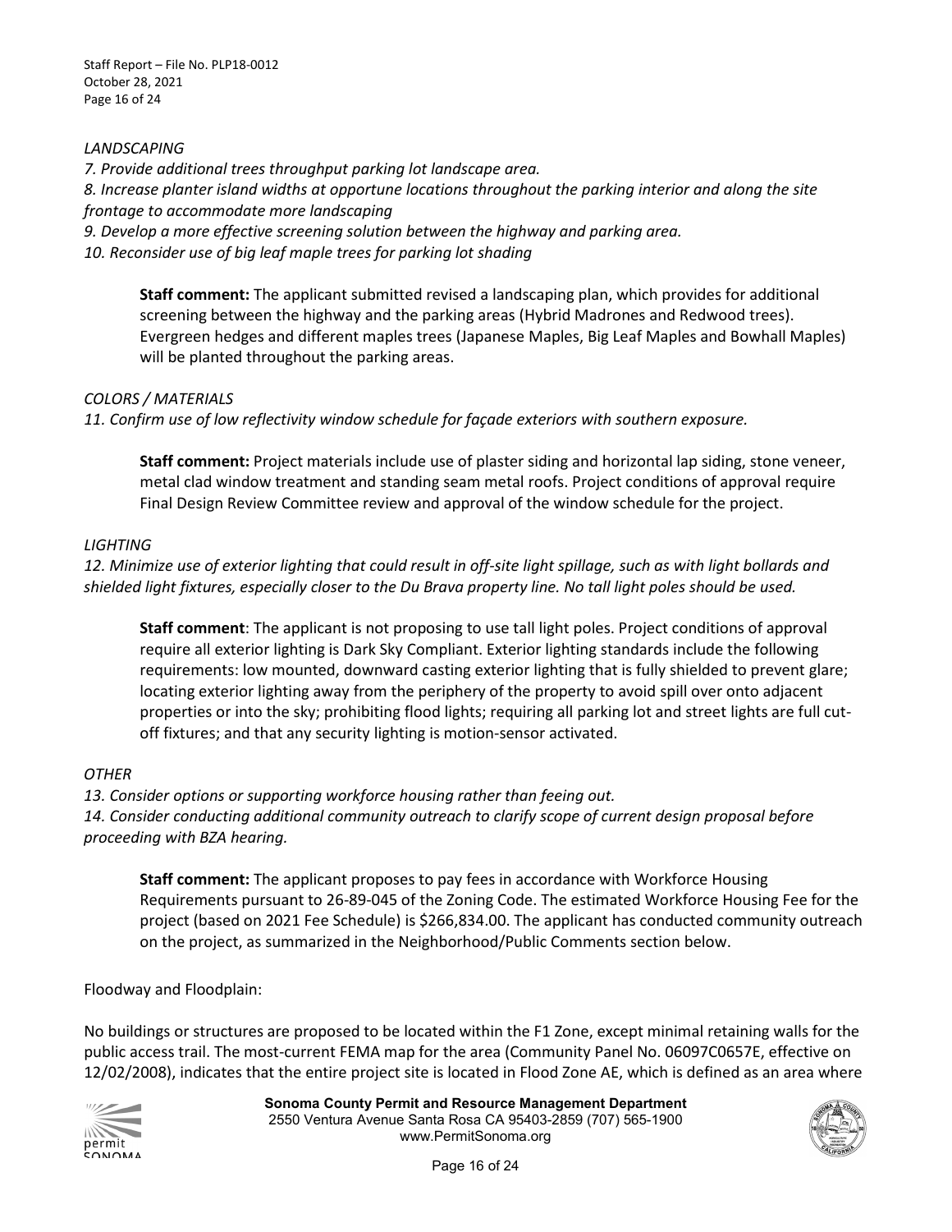*LANDSCAPING*

*7. Provide additional trees throughput parking lot landscape area.*

*8. Increase planter island widths at opportune locations throughout the parking interior and along the site frontage to accommodate more landscaping*

*9. Develop a more effective screening solution between the highway and parking area.*

*10. Reconsider use of big leaf maple trees for parking lot shading*

> **Staff comment:** The applicant submitted revised a landscaping plan, which provides for additional screening between the highway and the parking areas (Hybrid Madrones and Redwood trees). Evergreen hedges and different maples trees (Japanese Maples, Big Leaf Maples and Bowhall Maples) will be planted throughout the parking areas.

*COLORS / MATERIALS*

*11. Confirm use of low reflectivity window schedule for façade exteriors with southern exposure.*

> **Staff comment:** Project materials include use of plaster siding and horizontal lap siding, stone veneer, metal clad window treatment and standing seam metal roofs. Project conditions of approval require Final Design Review Committee review and approval of the window schedule for the project.

*LIGHTING*

*12. Minimize use of exterior lighting that could result in off-site light spillage, such as with light bollards and shielded light fixtures, especially closer to the Du Brava property line. No tall light poles should be used.*

> **Staff comment**: The applicant is not proposing to use tall light poles. Project conditions of approval require all exterior lighting is Dark Sky Compliant. Exterior lighting standards include the following requirements: low mounted, downward casting exterior lighting that is fully shielded to prevent glare; locating exterior lighting away from the periphery of the property to avoid spill over onto adjacent properties or into the sky; prohibiting flood lights; requiring all parking lot and street lights are full cut-off fixtures; and that any security lighting is motion-sensor activated.

*OTHER*

*13. Consider options or supporting workforce housing rather than feeing out.*

*14. Consider conducting additional community outreach to clarify scope of current design proposal before proceeding with BZA hearing.*

> **Staff comment:** The applicant proposes to pay fees in accordance with Workforce Housing Requirements pursuant to 26-89-045 of the Zoning Code. The estimated Workforce Housing Fee for the project (based on 2021 Fee Schedule) is $266,834.00. The applicant has conducted community outreach on the project, as summarized in the Neighborhood/Public Comments section below.

Floodway and Floodplain:

No buildings or structures are proposed to be located within the F1 Zone, except minimal retaining walls for the public access trail. The most-current FEMA map for the area (Community Panel No. 06097C0657E, effective on 12/02/2008), indicates that the entire project site is located in Flood Zone AE, which is defined as an area where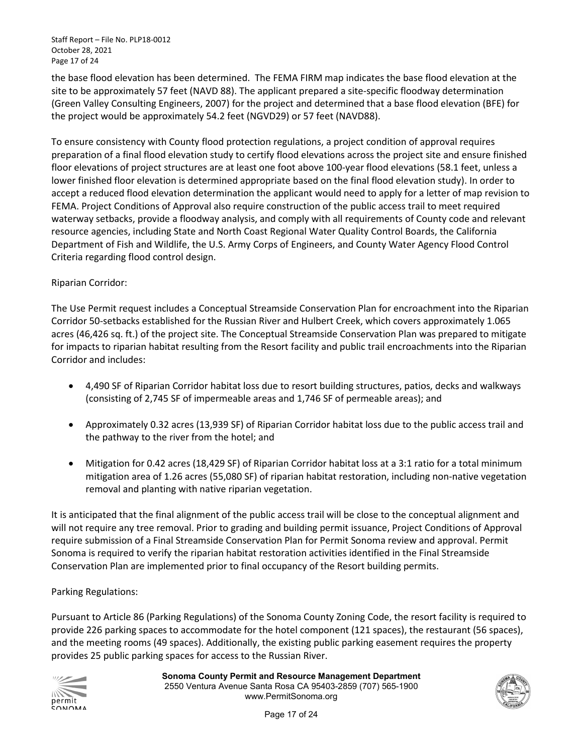the base flood elevation has been determined. The FEMA FIRM map indicates the base flood elevation at the site to be approximately 57 feet (NAVD 88). The applicant prepared a site-specific floodway determination (Green Valley Consulting Engineers, 2007) for the project and determined that a base flood elevation (BFE) for the project would be approximately 54.2 feet (NGVD29) or 57 feet (NAVD88).

To ensure consistency with County flood protection regulations, a project condition of approval requires preparation of a final flood elevation study to certify flood elevations across the project site and ensure finished floor elevations of project structures are at least one foot above 100-year flood elevations (58.1 feet, unless a lower finished floor elevation is determined appropriate based on the final flood elevation study). In order to accept a reduced flood elevation determination the applicant would need to apply for a letter of map revision to FEMA. Project Conditions of Approval also require construction of the public access trail to meet required waterway setbacks, provide a floodway analysis, and comply with all requirements of County code and relevant resource agencies, including State and North Coast Regional Water Quality Control Boards, the California Department of Fish and Wildlife, the U.S. Army Corps of Engineers, and County Water Agency Flood Control Criteria regarding flood control design.

Riparian Corridor:

The Use Permit request includes a Conceptual Streamside Conservation Plan for encroachment into the Riparian Corridor 50-setbacks established for the Russian River and Hulbert Creek, which covers approximately 1.065 acres (46,426 sq. ft.) of the project site. The Conceptual Streamside Conservation Plan was prepared to mitigate for impacts to riparian habitat resulting from the Resort facility and public trail encroachments into the Riparian Corridor and includes:

- 4,490 SF of Riparian Corridor habitat loss due to resort building structures, patios, decks and walkways (consisting of 2,745 SF of impermeable areas and 1,746 SF of permeable areas); and
- Approximately 0.32 acres (13,939 SF) of Riparian Corridor habitat loss due to the public access trail and the pathway to the river from the hotel; and
- Mitigation for 0.42 acres (18,429 SF) of Riparian Corridor habitat loss at a 3:1 ratio for a total minimum mitigation area of 1.26 acres (55,080 SF) of riparian habitat restoration, including non-native vegetation removal and planting with native riparian vegetation.

It is anticipated that the final alignment of the public access trail will be close to the conceptual alignment and will not require any tree removal. Prior to grading and building permit issuance, Project Conditions of Approval require submission of a Final Streamside Conservation Plan for Permit Sonoma review and approval. Permit Sonoma is required to verify the riparian habitat restoration activities identified in the Final Streamside Conservation Plan are implemented prior to final occupancy of the Resort building permits.

Parking Regulations:

Pursuant to Article 86 (Parking Regulations) of the Sonoma County Zoning Code, the resort facility is required to provide 226 parking spaces to accommodate for the hotel component (121 spaces), the restaurant (56 spaces), and the meeting rooms (49 spaces). Additionally, the existing public parking easement requires the property provides 25 public parking spaces for access to the Russian River.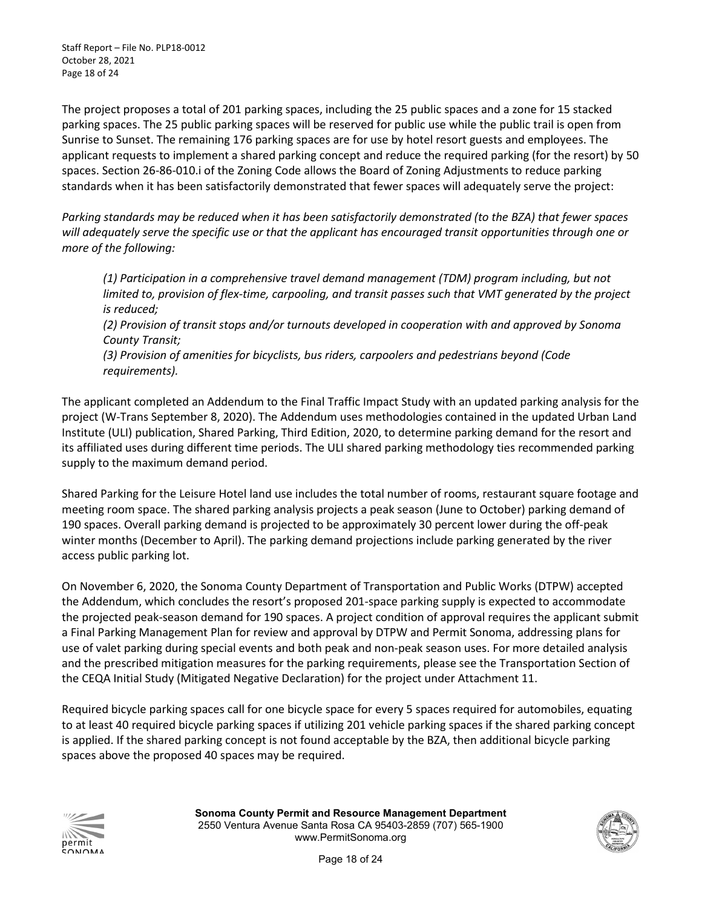The project proposes a total of 201 parking spaces, including the 25 public spaces and a zone for 15 stacked parking spaces. The 25 public parking spaces will be reserved for public use while the public trail is open from Sunrise to Sunset. The remaining 176 parking spaces are for use by hotel resort guests and employees. The applicant requests to implement a shared parking concept and reduce the required parking (for the resort) by 50 spaces. Section 26-86-010.i of the Zoning Code allows the Board of Zoning Adjustments to reduce parking standards when it has been satisfactorily demonstrated that fewer spaces will adequately serve the project:

*Parking standards may be reduced when it has been satisfactorily demonstrated (to the BZA) that fewer spaces will adequately serve the specific use or that the applicant has encouraged transit opportunities through one or more of the following:*

> *(1) Participation in a comprehensive travel demand management (TDM) program including, but not limited to, provision of flex-time, carpooling, and transit passes such that VMT generated by the project is reduced;*
> *(2) Provision of transit stops and/or turnouts developed in cooperation with and approved by Sonoma County Transit;*
> *(3) Provision of amenities for bicyclists, bus riders, carpoolers and pedestrians beyond (Code requirements).*

The applicant completed an Addendum to the Final Traffic Impact Study with an updated parking analysis for the project (W-Trans September 8, 2020). The Addendum uses methodologies contained in the updated Urban Land Institute (ULI) publication, Shared Parking, Third Edition, 2020, to determine parking demand for the resort and its affiliated uses during different time periods. The ULI shared parking methodology ties recommended parking supply to the maximum demand period.

Shared Parking for the Leisure Hotel land use includes the total number of rooms, restaurant square footage and meeting room space. The shared parking analysis projects a peak season (June to October) parking demand of 190 spaces. Overall parking demand is projected to be approximately 30 percent lower during the off-peak winter months (December to April). The parking demand projections include parking generated by the river access public parking lot.

On November 6, 2020, the Sonoma County Department of Transportation and Public Works (DTPW) accepted the Addendum, which concludes the resort's proposed 201-space parking supply is expected to accommodate the projected peak-season demand for 190 spaces. A project condition of approval requires the applicant submit a Final Parking Management Plan for review and approval by DTPW and Permit Sonoma, addressing plans for use of valet parking during special events and both peak and non-peak season uses. For more detailed analysis and the prescribed mitigation measures for the parking requirements, please see the Transportation Section of the CEQA Initial Study (Mitigated Negative Declaration) for the project under Attachment 11.

Required bicycle parking spaces call for one bicycle space for every 5 spaces required for automobiles, equating to at least 40 required bicycle parking spaces if utilizing 201 vehicle parking spaces if the shared parking concept is applied. If the shared parking concept is not found acceptable by the BZA, then additional bicycle parking spaces above the proposed 40 spaces may be required.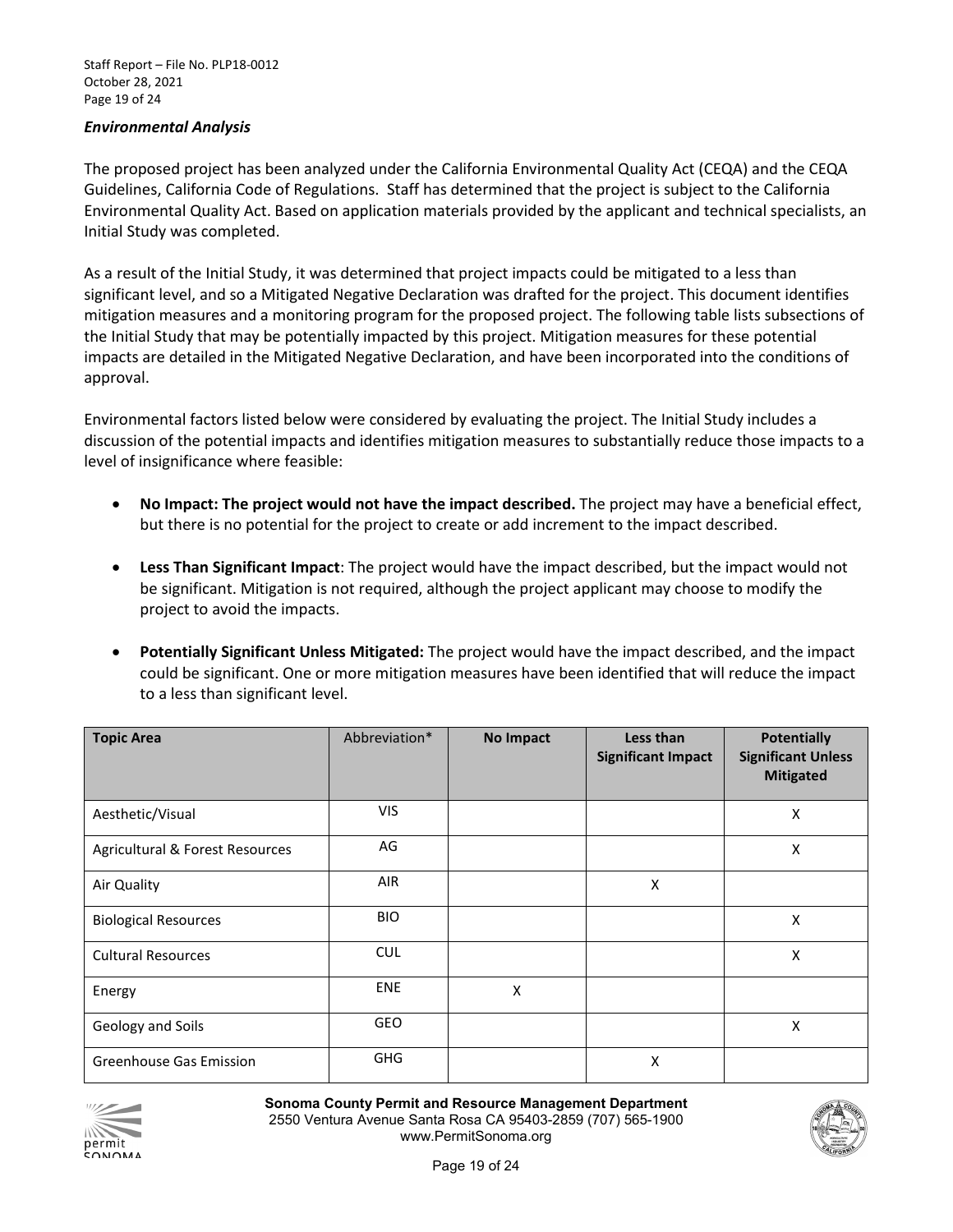### *Environmental Analysis*

The proposed project has been analyzed under the California Environmental Quality Act (CEQA) and the CEQA Guidelines, California Code of Regulations. Staff has determined that the project is subject to the California Environmental Quality Act. Based on application materials provided by the applicant and technical specialists, an Initial Study was completed.

As a result of the Initial Study, it was determined that project impacts could be mitigated to a less than significant level, and so a Mitigated Negative Declaration was drafted for the project. This document identifies mitigation measures and a monitoring program for the proposed project. The following table lists subsections of the Initial Study that may be potentially impacted by this project. Mitigation measures for these potential impacts are detailed in the Mitigated Negative Declaration, and have been incorporated into the conditions of approval.

Environmental factors listed below were considered by evaluating the project. The Initial Study includes a discussion of the potential impacts and identifies mitigation measures to substantially reduce those impacts to a level of insignificance where feasible:

- **No Impact: The project would not have the impact described.** The project may have a beneficial effect, but there is no potential for the project to create or add increment to the impact described.
- **Less Than Significant Impact**: The project would have the impact described, but the impact would not be significant. Mitigation is not required, although the project applicant may choose to modify the project to avoid the impacts.
- **Potentially Significant Unless Mitigated:** The project would have the impact described, and the impact could be significant. One or more mitigation measures have been identified that will reduce the impact to a less than significant level.

| **Topic Area** | Abbreviation* | **No Impact** | **Less than Significant Impact** | **Potentially Significant Unless Mitigated** |
|---|---|---|---|---|
| Aesthetic/Visual | VIS | | | X |
| Agricultural & Forest Resources | AG | | | X |
| Air Quality | AIR | | X | |
| Biological Resources | BIO | | | X |
| Cultural Resources | CUL | | | X |
| Energy | ENE | X | | |
| Geology and Soils | GEO | | | X |
| Greenhouse Gas Emission | GHG | | X | |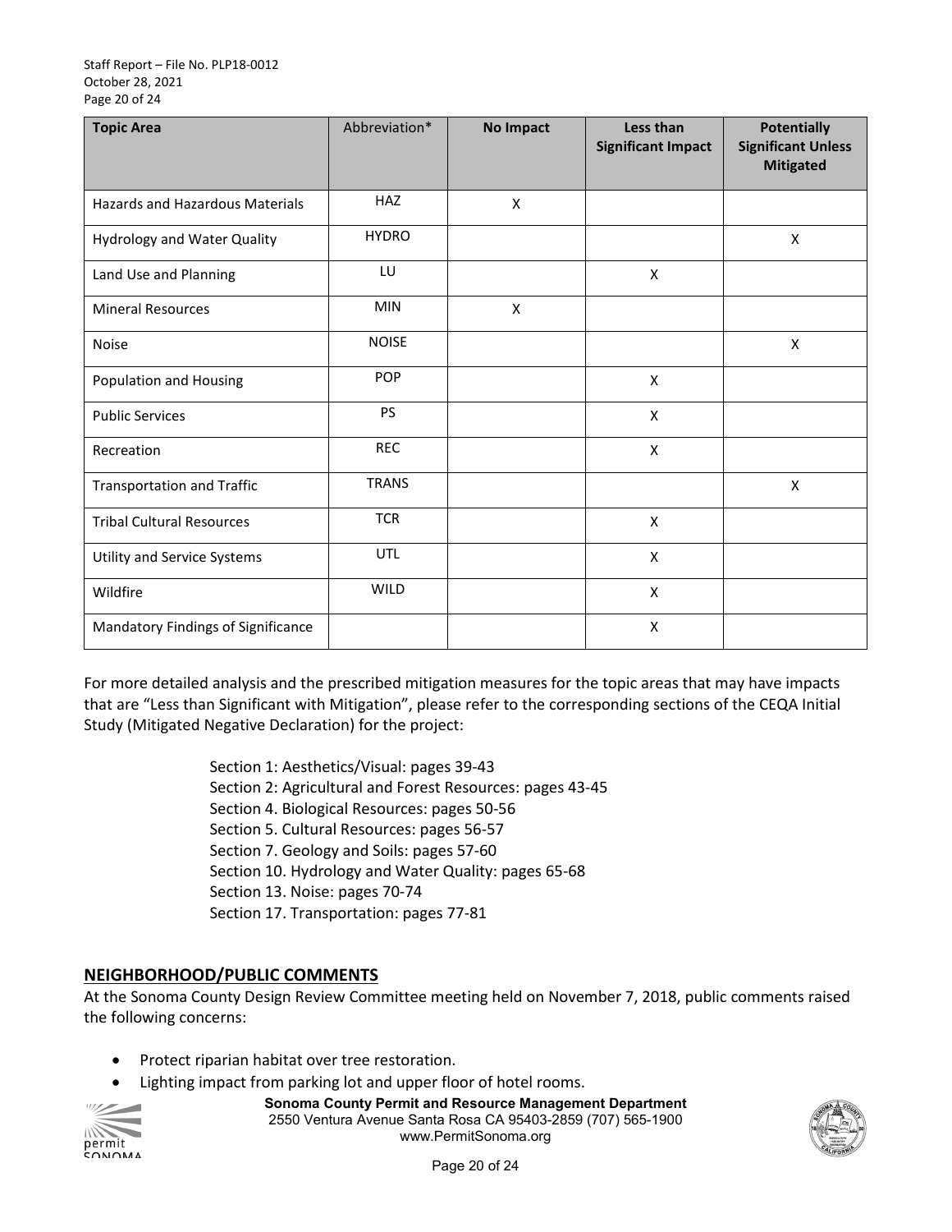| Topic Area | Abbreviation* | No Impact | Less than Significant Impact | Potentially Significant Unless Mitigated |
|---|---|---|---|---|
| Hazards and Hazardous Materials | HAZ | X | | |
| Hydrology and Water Quality | HYDRO | | | X |
| Land Use and Planning | LU | | X | |
| Mineral Resources | MIN | X | | |
| Noise | NOISE | | | X |
| Population and Housing | POP | | X | |
| Public Services | PS | | X | |
| Recreation | REC | | X | |
| Transportation and Traffic | TRANS | | | X |
| Tribal Cultural Resources | TCR | | X | |
| Utility and Service Systems | UTL | | X | |
| Wildfire | WILD | | X | |
| Mandatory Findings of Significance | | | X | |

For more detailed analysis and the prescribed mitigation measures for the topic areas that may have impacts that are "Less than Significant with Mitigation", please refer to the corresponding sections of the CEQA Initial Study (Mitigated Negative Declaration) for the project:

Section 1: Aesthetics/Visual: pages 39-43
Section 2: Agricultural and Forest Resources: pages 43-45
Section 4. Biological Resources: pages 50-56
Section 5. Cultural Resources: pages 56-57
Section 7. Geology and Soils: pages 57-60
Section 10. Hydrology and Water Quality: pages 65-68
Section 13. Noise: pages 70-74
Section 17. Transportation: pages 77-81

## NEIGHBORHOOD/PUBLIC COMMENTS

At the Sonoma County Design Review Committee meeting held on November 7, 2018, public comments raised the following concerns:

- Protect riparian habitat over tree restoration.
- Lighting impact from parking lot and upper floor of hotel rooms.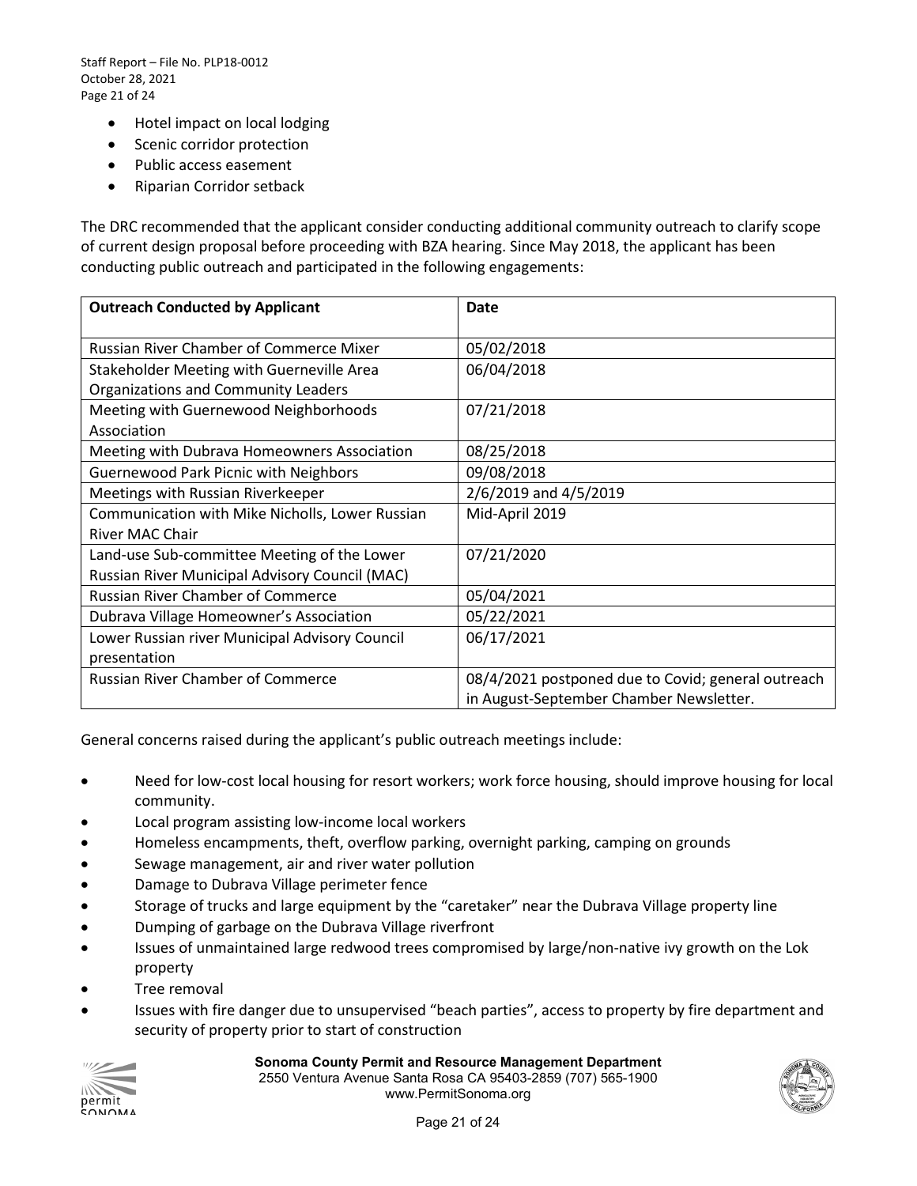- Hotel impact on local lodging
- Scenic corridor protection
- Public access easement
- Riparian Corridor setback

The DRC recommended that the applicant consider conducting additional community outreach to clarify scope of current design proposal before proceeding with BZA hearing. Since May 2018, the applicant has been conducting public outreach and participated in the following engagements:

| Outreach Conducted by Applicant | Date |
|---|---|
| Russian River Chamber of Commerce Mixer | 05/02/2018 |
| Stakeholder Meeting with Guerneville Area Organizations and Community Leaders | 06/04/2018 |
| Meeting with Guernewood Neighborhoods Association | 07/21/2018 |
| Meeting with Dubrava Homeowners Association | 08/25/2018 |
| Guernewood Park Picnic with Neighbors | 09/08/2018 |
| Meetings with Russian Riverkeeper | 2/6/2019 and 4/5/2019 |
| Communication with Mike Nicholls, Lower Russian River MAC Chair | Mid-April 2019 |
| Land-use Sub-committee Meeting of the Lower Russian River Municipal Advisory Council (MAC) | 07/21/2020 |
| Russian River Chamber of Commerce | 05/04/2021 |
| Dubrava Village Homeowner's Association | 05/22/2021 |
| Lower Russian river Municipal Advisory Council presentation | 06/17/2021 |
| Russian River Chamber of Commerce | 08/4/2021 postponed due to Covid; general outreach in August-September Chamber Newsletter. |

General concerns raised during the applicant's public outreach meetings include:

- Need for low-cost local housing for resort workers; work force housing, should improve housing for local community.
- Local program assisting low-income local workers
- Homeless encampments, theft, overflow parking, overnight parking, camping on grounds
- Sewage management, air and river water pollution
- Damage to Dubrava Village perimeter fence
- Storage of trucks and large equipment by the "caretaker" near the Dubrava Village property line
- Dumping of garbage on the Dubrava Village riverfront
- Issues of unmaintained large redwood trees compromised by large/non-native ivy growth on the Lok property
- Tree removal
- Issues with fire danger due to unsupervised "beach parties", access to property by fire department and security of property prior to start of construction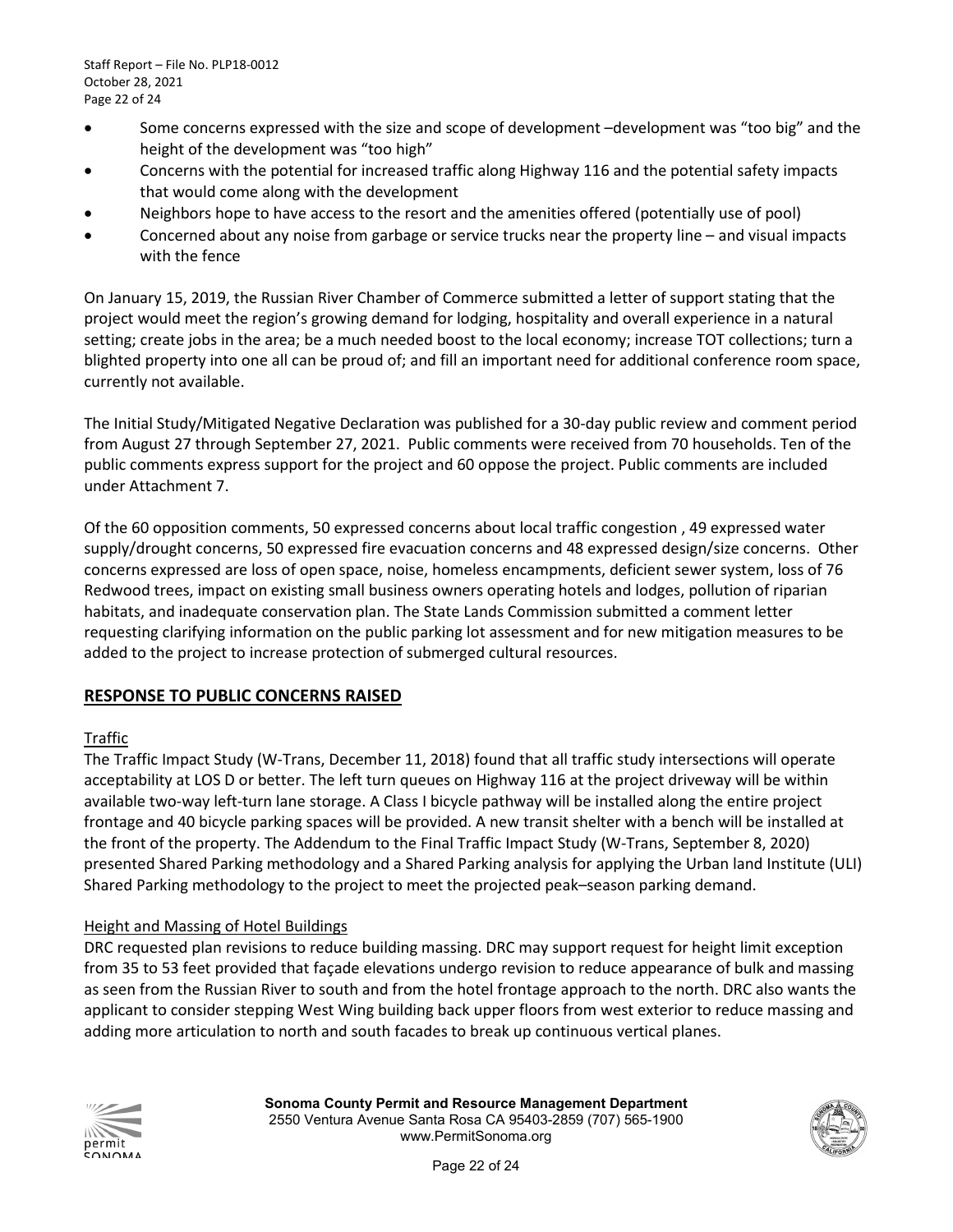- Some concerns expressed with the size and scope of development –development was "too big" and the height of the development was "too high"
- Concerns with the potential for increased traffic along Highway 116 and the potential safety impacts that would come along with the development
- Neighbors hope to have access to the resort and the amenities offered (potentially use of pool)
- Concerned about any noise from garbage or service trucks near the property line – and visual impacts with the fence

On January 15, 2019, the Russian River Chamber of Commerce submitted a letter of support stating that the project would meet the region's growing demand for lodging, hospitality and overall experience in a natural setting; create jobs in the area; be a much needed boost to the local economy; increase TOT collections; turn a blighted property into one all can be proud of; and fill an important need for additional conference room space, currently not available.

The Initial Study/Mitigated Negative Declaration was published for a 30-day public review and comment period from August 27 through September 27, 2021. Public comments were received from 70 households. Ten of the public comments express support for the project and 60 oppose the project. Public comments are included under Attachment 7.

Of the 60 opposition comments, 50 expressed concerns about local traffic congestion , 49 expressed water supply/drought concerns, 50 expressed fire evacuation concerns and 48 expressed design/size concerns. Other concerns expressed are loss of open space, noise, homeless encampments, deficient sewer system, loss of 76 Redwood trees, impact on existing small business owners operating hotels and lodges, pollution of riparian habitats, and inadequate conservation plan. The State Lands Commission submitted a comment letter requesting clarifying information on the public parking lot assessment and for new mitigation measures to be added to the project to increase protection of submerged cultural resources.

## RESPONSE TO PUBLIC CONCERNS RAISED

### Traffic

The Traffic Impact Study (W-Trans, December 11, 2018) found that all traffic study intersections will operate acceptability at LOS D or better. The left turn queues on Highway 116 at the project driveway will be within available two-way left-turn lane storage. A Class I bicycle pathway will be installed along the entire project frontage and 40 bicycle parking spaces will be provided. A new transit shelter with a bench will be installed at the front of the property. The Addendum to the Final Traffic Impact Study (W-Trans, September 8, 2020) presented Shared Parking methodology and a Shared Parking analysis for applying the Urban land Institute (ULI) Shared Parking methodology to the project to meet the projected peak–season parking demand.

### Height and Massing of Hotel Buildings

DRC requested plan revisions to reduce building massing. DRC may support request for height limit exception from 35 to 53 feet provided that façade elevations undergo revision to reduce appearance of bulk and massing as seen from the Russian River to south and from the hotel frontage approach to the north. DRC also wants the applicant to consider stepping West Wing building back upper floors from west exterior to reduce massing and adding more articulation to north and south facades to break up continuous vertical planes.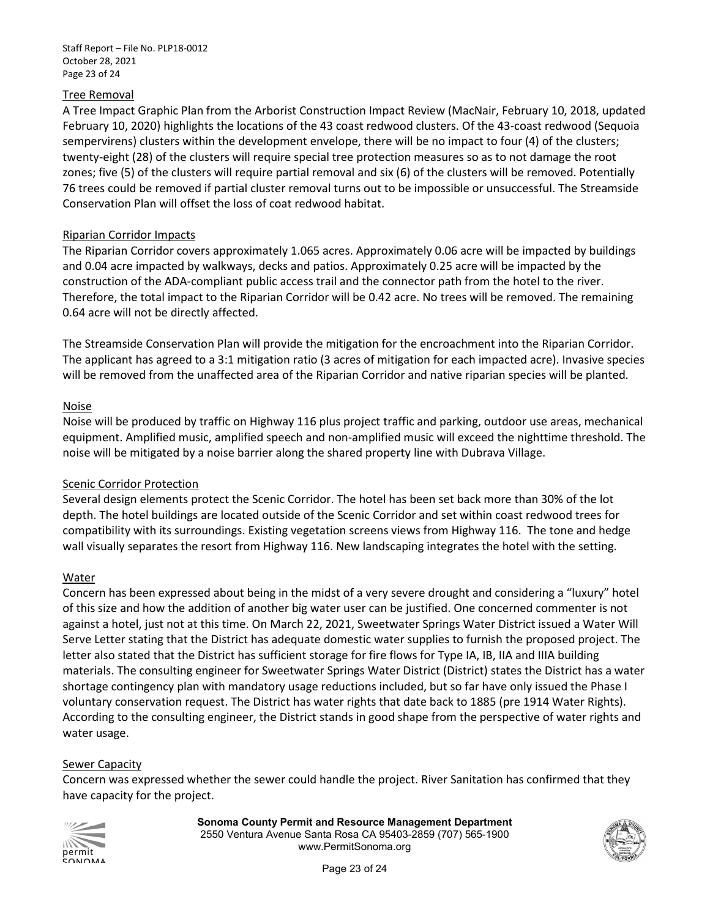### Tree Removal

A Tree Impact Graphic Plan from the Arborist Construction Impact Review (MacNair, February 10, 2018, updated February 10, 2020) highlights the locations of the 43 coast redwood clusters. Of the 43-coast redwood (Sequoia sempervirens) clusters within the development envelope, there will be no impact to four (4) of the clusters; twenty-eight (28) of the clusters will require special tree protection measures so as to not damage the root zones; five (5) of the clusters will require partial removal and six (6) of the clusters will be removed. Potentially 76 trees could be removed if partial cluster removal turns out to be impossible or unsuccessful. The Streamside Conservation Plan will offset the loss of coat redwood habitat.

### Riparian Corridor Impacts

The Riparian Corridor covers approximately 1.065 acres. Approximately 0.06 acre will be impacted by buildings and 0.04 acre impacted by walkways, decks and patios. Approximately 0.25 acre will be impacted by the construction of the ADA-compliant public access trail and the connector path from the hotel to the river. Therefore, the total impact to the Riparian Corridor will be 0.42 acre. No trees will be removed. The remaining 0.64 acre will not be directly affected.

The Streamside Conservation Plan will provide the mitigation for the encroachment into the Riparian Corridor. The applicant has agreed to a 3:1 mitigation ratio (3 acres of mitigation for each impacted acre). Invasive species will be removed from the unaffected area of the Riparian Corridor and native riparian species will be planted.

### Noise

Noise will be produced by traffic on Highway 116 plus project traffic and parking, outdoor use areas, mechanical equipment. Amplified music, amplified speech and non-amplified music will exceed the nighttime threshold. The noise will be mitigated by a noise barrier along the shared property line with Dubrava Village.

### Scenic Corridor Protection

Several design elements protect the Scenic Corridor. The hotel has been set back more than 30% of the lot depth. The hotel buildings are located outside of the Scenic Corridor and set within coast redwood trees for compatibility with its surroundings. Existing vegetation screens views from Highway 116. The tone and hedge wall visually separates the resort from Highway 116. New landscaping integrates the hotel with the setting.

### Water

Concern has been expressed about being in the midst of a very severe drought and considering a "luxury" hotel of this size and how the addition of another big water user can be justified. One concerned commenter is not against a hotel, just not at this time. On March 22, 2021, Sweetwater Springs Water District issued a Water Will Serve Letter stating that the District has adequate domestic water supplies to furnish the proposed project. The letter also stated that the District has sufficient storage for fire flows for Type IA, IB, IIA and IIIA building materials. The consulting engineer for Sweetwater Springs Water District (District) states the District has a water shortage contingency plan with mandatory usage reductions included, but so far have only issued the Phase I voluntary conservation request. The District has water rights that date back to 1885 (pre 1914 Water Rights). According to the consulting engineer, the District stands in good shape from the perspective of water rights and water usage.

### Sewer Capacity

Concern was expressed whether the sewer could handle the project. River Sanitation has confirmed that they have capacity for the project.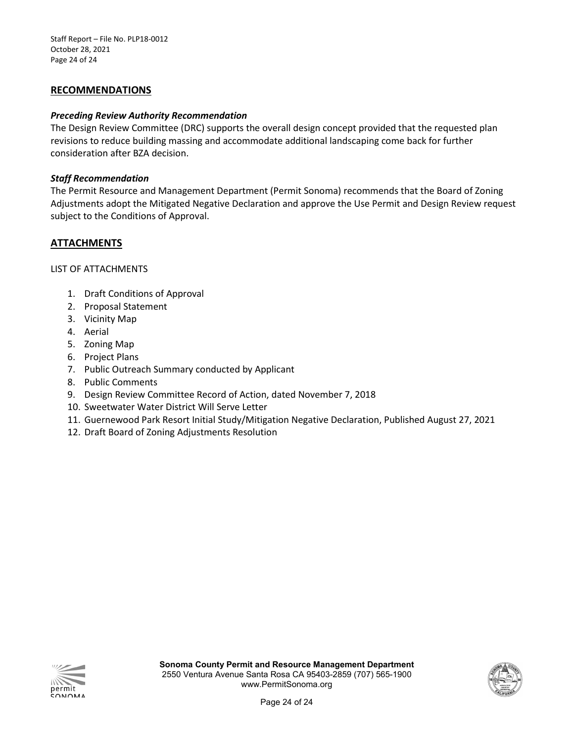## RECOMMENDATIONS

### *Preceding Review Authority Recommendation*

The Design Review Committee (DRC) supports the overall design concept provided that the requested plan revisions to reduce building massing and accommodate additional landscaping come back for further consideration after BZA decision.

### *Staff Recommendation*

The Permit Resource and Management Department (Permit Sonoma) recommends that the Board of Zoning Adjustments adopt the Mitigated Negative Declaration and approve the Use Permit and Design Review request subject to the Conditions of Approval.

## ATTACHMENTS

LIST OF ATTACHMENTS

1. Draft Conditions of Approval
2. Proposal Statement
3. Vicinity Map
4. Aerial
5. Zoning Map
6. Project Plans
7. Public Outreach Summary conducted by Applicant
8. Public Comments
9. Design Review Committee Record of Action, dated November 7, 2018
10. Sweetwater Water District Will Serve Letter
11. Guernewood Park Resort Initial Study/Mitigation Negative Declaration, Published August 27, 2021
12. Draft Board of Zoning Adjustments Resolution